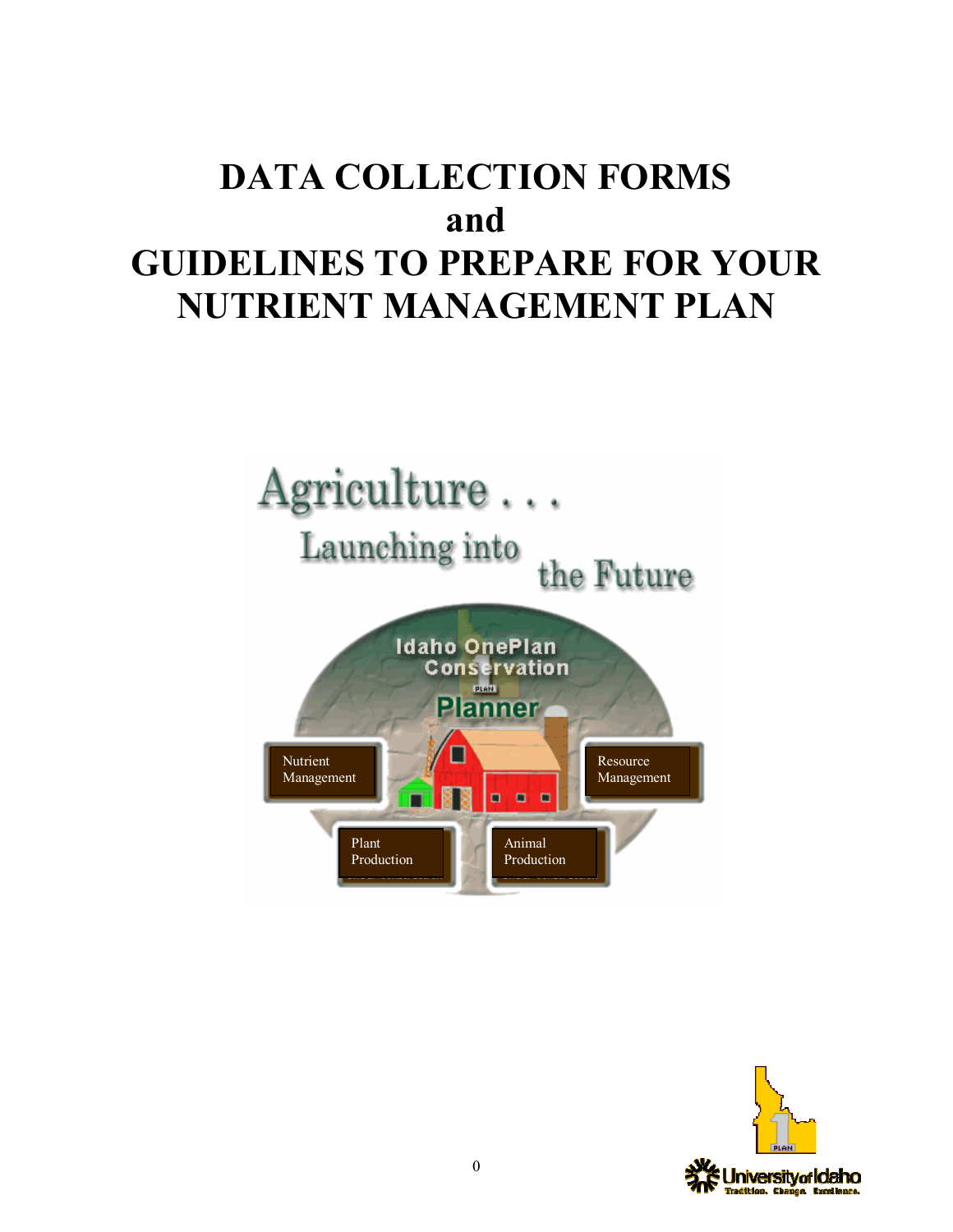# DATA COLLECTION FORMS
# and
# GUIDELINES TO PREPARE FOR YOUR NUTRIENT MANAGEMENT PLAN

Agriculture . . .

Launching into the Future

Idaho OnePlan Conservation Planner

Nutrient Management

Resource Management

Plant Production

Animal Production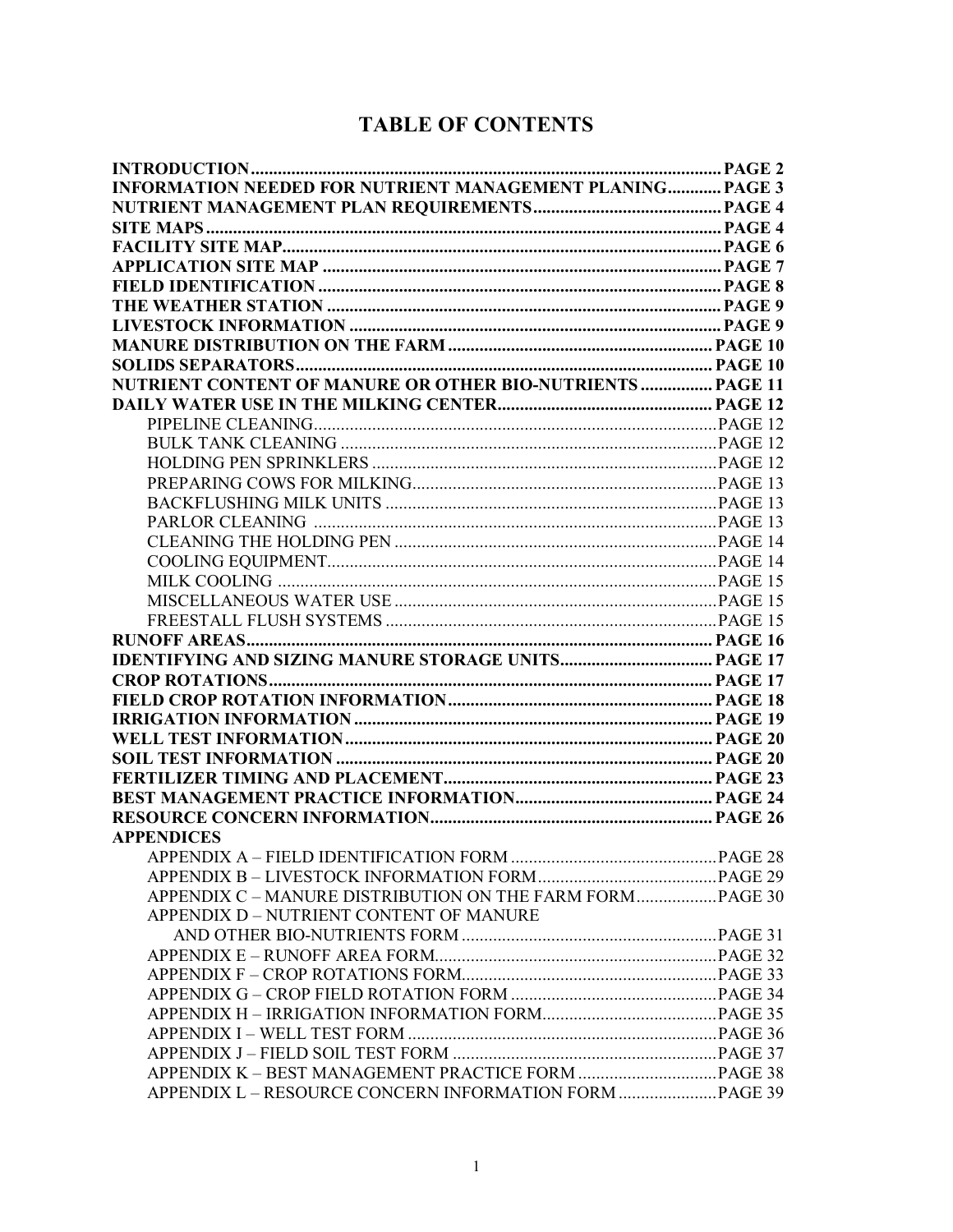# TABLE OF CONTENTS

**INTRODUCTION** .......... PAGE 2
**INFORMATION NEEDED FOR NUTRIENT MANAGEMENT PLANING** .......... PAGE 3
**NUTRIENT MANAGEMENT PLAN REQUIREMENTS** .......... PAGE 4
**SITE MAPS** .......... PAGE 4
**FACILITY SITE MAP** .......... PAGE 6
**APPLICATION SITE MAP** .......... PAGE 7
**FIELD IDENTIFICATION** .......... PAGE 8
**THE WEATHER STATION** .......... PAGE 9
**LIVESTOCK INFORMATION** .......... PAGE 9
**MANURE DISTRIBUTION ON THE FARM** .......... PAGE 10
**SOLIDS SEPARATORS** .......... PAGE 10
**NUTRIENT CONTENT OF MANURE OR OTHER BIO-NUTRIENTS** .......... PAGE 11
**DAILY WATER USE IN THE MILKING CENTER** .......... PAGE 12

- PIPELINE CLEANING .......... PAGE 12
- BULK TANK CLEANING .......... PAGE 12
- HOLDING PEN SPRINKLERS .......... PAGE 12
- PREPARING COWS FOR MILKING .......... PAGE 13
- BACKFLUSHING MILK UNITS .......... PAGE 13
- PARLOR CLEANING .......... PAGE 13
- CLEANING THE HOLDING PEN .......... PAGE 14
- COOLING EQUIPMENT .......... PAGE 14
- MILK COOLING .......... PAGE 15
- MISCELLANEOUS WATER USE .......... PAGE 15
- FREESTALL FLUSH SYSTEMS .......... PAGE 15

**RUNOFF AREAS** .......... PAGE 16
**IDENTIFYING AND SIZING MANURE STORAGE UNITS** .......... PAGE 17
**CROP ROTATIONS** .......... PAGE 17
**FIELD CROP ROTATION INFORMATION** .......... PAGE 18
**IRRIGATION INFORMATION** .......... PAGE 19
**WELL TEST INFORMATION** .......... PAGE 20
**SOIL TEST INFORMATION** .......... PAGE 20
**FERTILIZER TIMING AND PLACEMENT** .......... PAGE 23
**BEST MANAGEMENT PRACTICE INFORMATION** .......... PAGE 24
**RESOURCE CONCERN INFORMATION** .......... PAGE 26
**APPENDICES**

- APPENDIX A – FIELD IDENTIFICATION FORM .......... PAGE 28
- APPENDIX B – LIVESTOCK INFORMATION FORM .......... PAGE 29
- APPENDIX C – MANURE DISTRIBUTION ON THE FARM FORM .......... PAGE 30
- APPENDIX D – NUTRIENT CONTENT OF MANURE AND OTHER BIO-NUTRIENTS FORM .......... PAGE 31
- APPENDIX E – RUNOFF AREA FORM .......... PAGE 32
- APPENDIX F – CROP ROTATIONS FORM .......... PAGE 33
- APPENDIX G – CROP FIELD ROTATION FORM .......... PAGE 34
- APPENDIX H – IRRIGATION INFORMATION FORM .......... PAGE 35
- APPENDIX I – WELL TEST FORM .......... PAGE 36
- APPENDIX J – FIELD SOIL TEST FORM .......... PAGE 37
- APPENDIX K – BEST MANAGEMENT PRACTICE FORM .......... PAGE 38
- APPENDIX L – RESOURCE CONCERN INFORMATION FORM .......... PAGE 39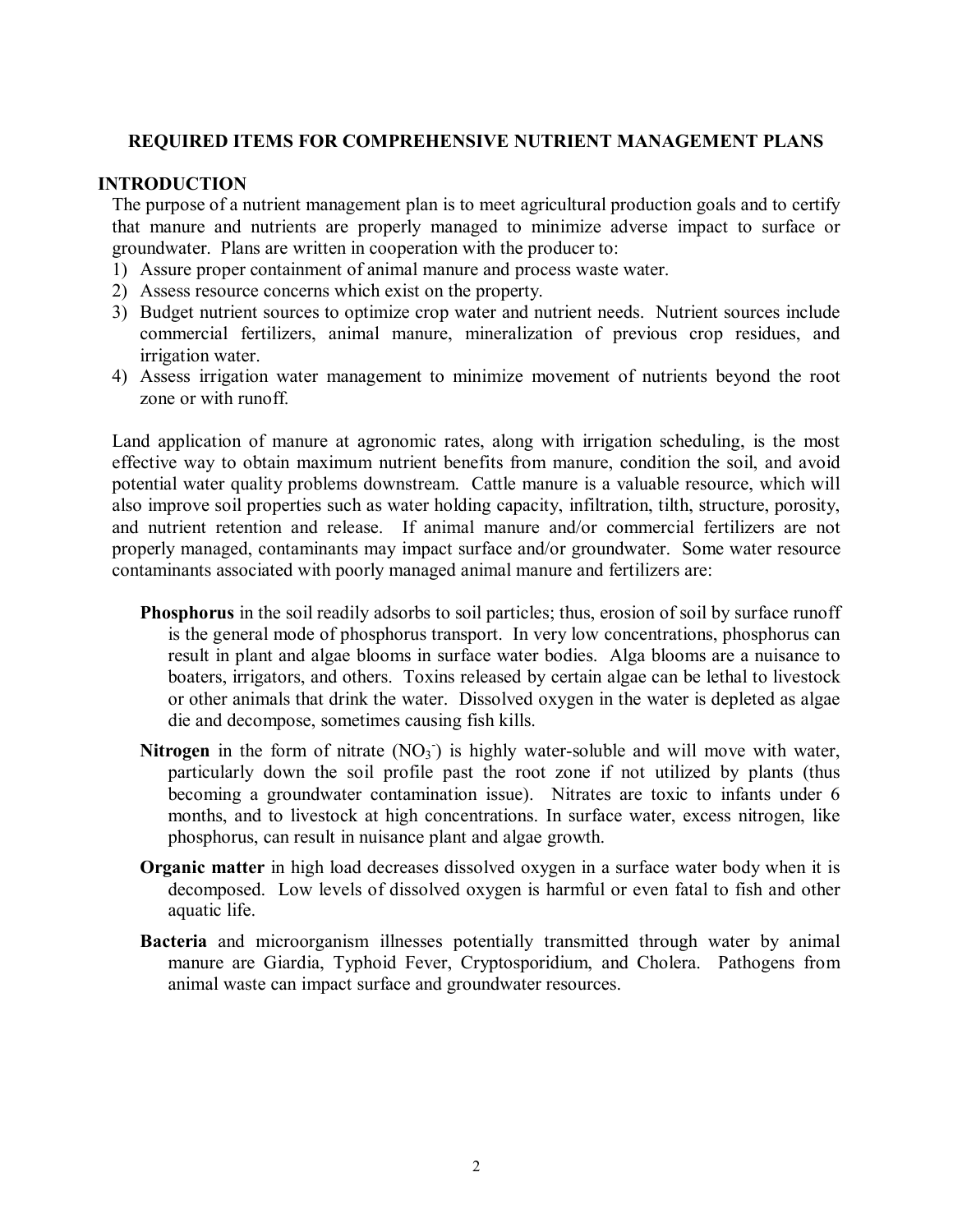## REQUIRED ITEMS FOR COMPREHENSIVE NUTRIENT MANAGEMENT PLANS

### INTRODUCTION

The purpose of a nutrient management plan is to meet agricultural production goals and to certify that manure and nutrients are properly managed to minimize adverse impact to surface or groundwater. Plans are written in cooperation with the producer to:

1) Assure proper containment of animal manure and process waste water.
2) Assess resource concerns which exist on the property.
3) Budget nutrient sources to optimize crop water and nutrient needs. Nutrient sources include commercial fertilizers, animal manure, mineralization of previous crop residues, and irrigation water.
4) Assess irrigation water management to minimize movement of nutrients beyond the root zone or with runoff.

Land application of manure at agronomic rates, along with irrigation scheduling, is the most effective way to obtain maximum nutrient benefits from manure, condition the soil, and avoid potential water quality problems downstream. Cattle manure is a valuable resource, which will also improve soil properties such as water holding capacity, infiltration, tilth, structure, porosity, and nutrient retention and release. If animal manure and/or commercial fertilizers are not properly managed, contaminants may impact surface and/or groundwater. Some water resource contaminants associated with poorly managed animal manure and fertilizers are:

**Phosphorus** in the soil readily adsorbs to soil particles; thus, erosion of soil by surface runoff is the general mode of phosphorus transport. In very low concentrations, phosphorus can result in plant and algae blooms in surface water bodies. Alga blooms are a nuisance to boaters, irrigators, and others. Toxins released by certain algae can be lethal to livestock or other animals that drink the water. Dissolved oxygen in the water is depleted as algae die and decompose, sometimes causing fish kills.

**Nitrogen** in the form of nitrate ($NO_3^-$) is highly water-soluble and will move with water, particularly down the soil profile past the root zone if not utilized by plants (thus becoming a groundwater contamination issue). Nitrates are toxic to infants under 6 months, and to livestock at high concentrations. In surface water, excess nitrogen, like phosphorus, can result in nuisance plant and algae growth.

**Organic matter** in high load decreases dissolved oxygen in a surface water body when it is decomposed. Low levels of dissolved oxygen is harmful or even fatal to fish and other aquatic life.

**Bacteria** and microorganism illnesses potentially transmitted through water by animal manure are Giardia, Typhoid Fever, Cryptosporidium, and Cholera. Pathogens from animal waste can impact surface and groundwater resources.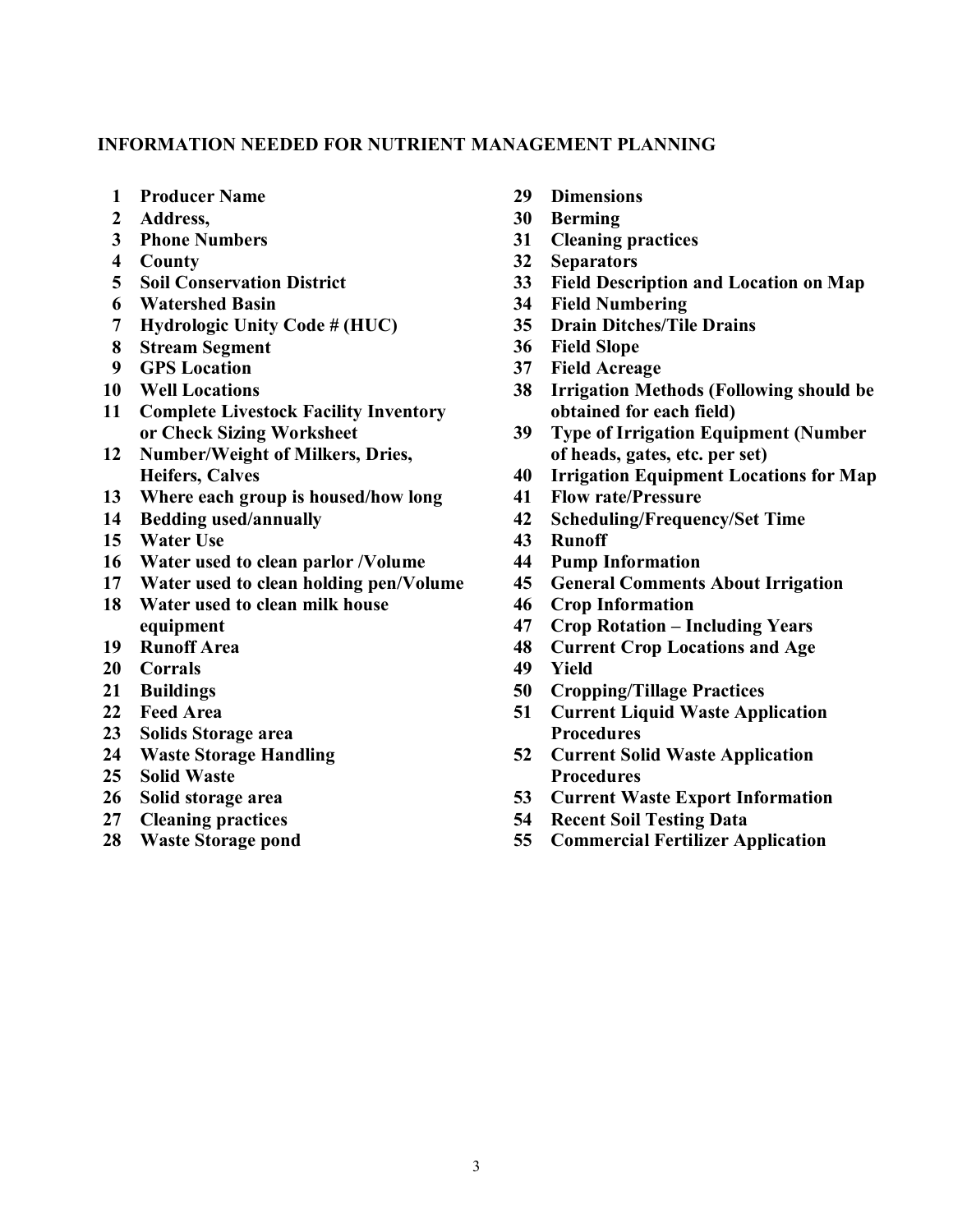**INFORMATION NEEDED FOR NUTRIENT MANAGEMENT PLANNING**

1. **Producer Name**
2. **Address,**
3. **Phone Numbers**
4. **County**
5. **Soil Conservation District**
6. **Watershed Basin**
7. **Hydrologic Unity Code # (HUC)**
8. **Stream Segment**
9. **GPS Location**
10. **Well Locations**
11. **Complete Livestock Facility Inventory or Check Sizing Worksheet**
12. **Number/Weight of Milkers, Dries, Heifers, Calves**
13. **Where each group is housed/how long**
14. **Bedding used/annually**
15. **Water Use**
16. **Water used to clean parlor /Volume**
17. **Water used to clean holding pen/Volume**
18. **Water used to clean milk house equipment**
19. **Runoff Area**
20. **Corrals**
21. **Buildings**
22. **Feed Area**
23. **Solids Storage area**
24. **Waste Storage Handling**
25. **Solid Waste**
26. **Solid storage area**
27. **Cleaning practices**
28. **Waste Storage pond**
29. **Dimensions**
30. **Berming**
31. **Cleaning practices**
32. **Separators**
33. **Field Description and Location on Map**
34. **Field Numbering**
35. **Drain Ditches/Tile Drains**
36. **Field Slope**
37. **Field Acreage**
38. **Irrigation Methods (Following should be obtained for each field)**
39. **Type of Irrigation Equipment (Number of heads, gates, etc. per set)**
40. **Irrigation Equipment Locations for Map**
41. **Flow rate/Pressure**
42. **Scheduling/Frequency/Set Time**
43. **Runoff**
44. **Pump Information**
45. **General Comments About Irrigation**
46. **Crop Information**
47. **Crop Rotation – Including Years**
48. **Current Crop Locations and Age**
49. **Yield**
50. **Cropping/Tillage Practices**
51. **Current Liquid Waste Application Procedures**
52. **Current Solid Waste Application Procedures**
53. **Current Waste Export Information**
54. **Recent Soil Testing Data**
55. **Commercial Fertilizer Application**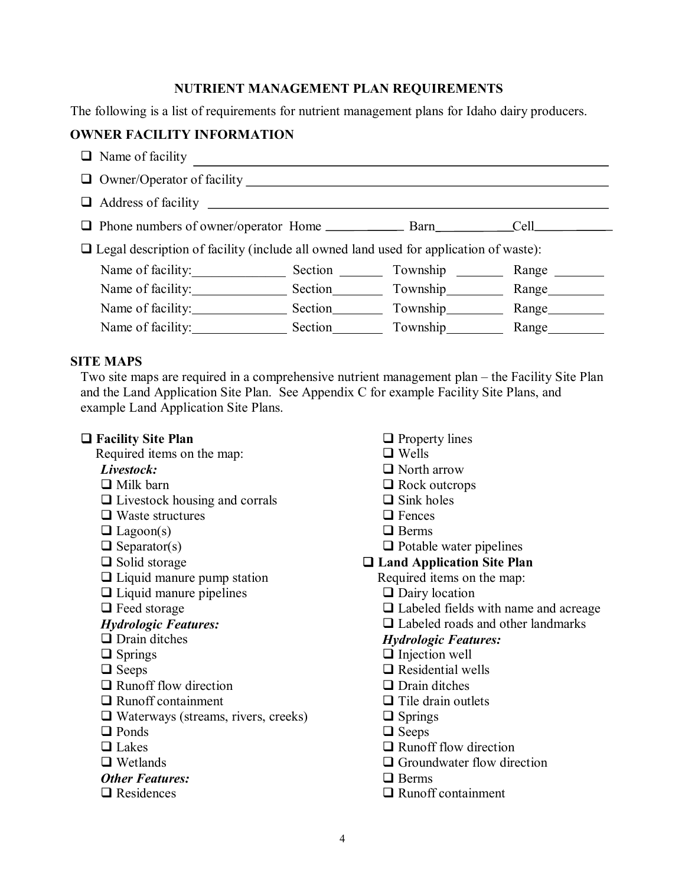## NUTRIENT MANAGEMENT PLAN REQUIREMENTS

The following is a list of requirements for nutrient management plans for Idaho dairy producers.

### OWNER FACILITY INFORMATION

- ❑ Name of facility ______________________________
- ❑ Owner/Operator of facility ______________________________
- ❑ Address of facility ______________________________
- ❑ Phone numbers of owner/operator Home __________ Barn __________ Cell __________
- ❑ Legal description of facility (include all owned land used for application of waste):

  Name of facility: __________ Section ______ Township ______ Range ______
  Name of facility: __________ Section ______ Township ______ Range ______
  Name of facility: __________ Section ______ Township ______ Range ______
  Name of facility: __________ Section ______ Township ______ Range ______

### SITE MAPS

Two site maps are required in a comprehensive nutrient management plan – the Facility Site Plan and the Land Application Site Plan. See Appendix C for example Facility Site Plans, and example Land Application Site Plans.

❑ **Facility Site Plan**

Required items on the map:

***Livestock:***

- ❑ Milk barn
- ❑ Livestock housing and corrals
- ❑ Waste structures
- ❑ Lagoon(s)
- ❑ Separator(s)
- ❑ Solid storage
- ❑ Liquid manure pump station
- ❑ Liquid manure pipelines
- ❑ Feed storage

***Hydrologic Features:***

- ❑ Drain ditches
- ❑ Springs
- ❑ Seeps
- ❑ Runoff flow direction
- ❑ Runoff containment
- ❑ Waterways (streams, rivers, creeks)
- ❑ Ponds
- ❑ Lakes
- ❑ Wetlands

***Other Features:***

- ❑ Residences
- ❑ Property lines
- ❑ Wells
- ❑ North arrow
- ❑ Rock outcrops
- ❑ Sink holes
- ❑ Fences
- ❑ Berms
- ❑ Potable water pipelines

❑ **Land Application Site Plan**

Required items on the map:

- ❑ Dairy location
- ❑ Labeled fields with name and acreage
- ❑ Labeled roads and other landmarks

***Hydrologic Features:***

- ❑ Injection well
- ❑ Residential wells
- ❑ Drain ditches
- ❑ Tile drain outlets
- ❑ Springs
- ❑ Seeps
- ❑ Runoff flow direction
- ❑ Groundwater flow direction
- ❑ Berms
- ❑ Runoff containment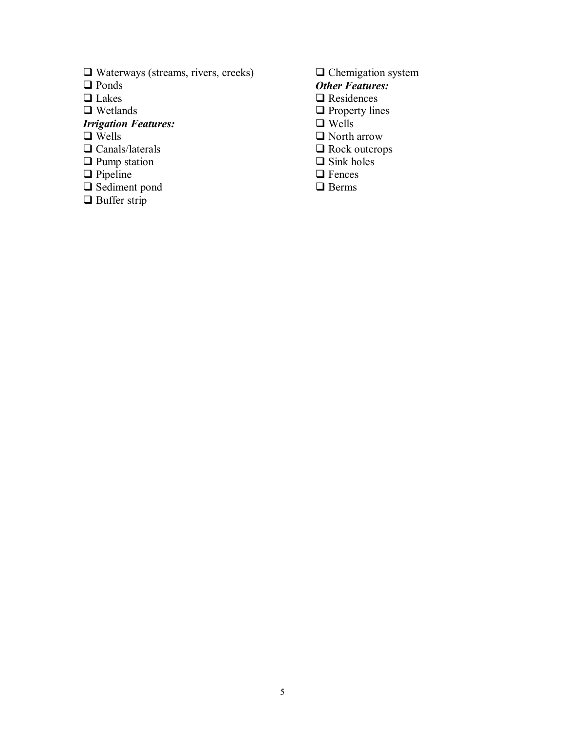- ❑ Waterways (streams, rivers, creeks)
- ❑ Ponds
- ❑ Lakes
- ❑ Wetlands

***Irrigation Features:***

- ❑ Wells
- ❑ Canals/laterals
- ❑ Pump station
- ❑ Pipeline
- ❑ Sediment pond
- ❑ Buffer strip
- ❑ Chemigation system

***Other Features:***

- ❑ Residences
- ❑ Property lines
- ❑ Wells
- ❑ North arrow
- ❑ Rock outcrops
- ❑ Sink holes
- ❑ Fences
- ❑ Berms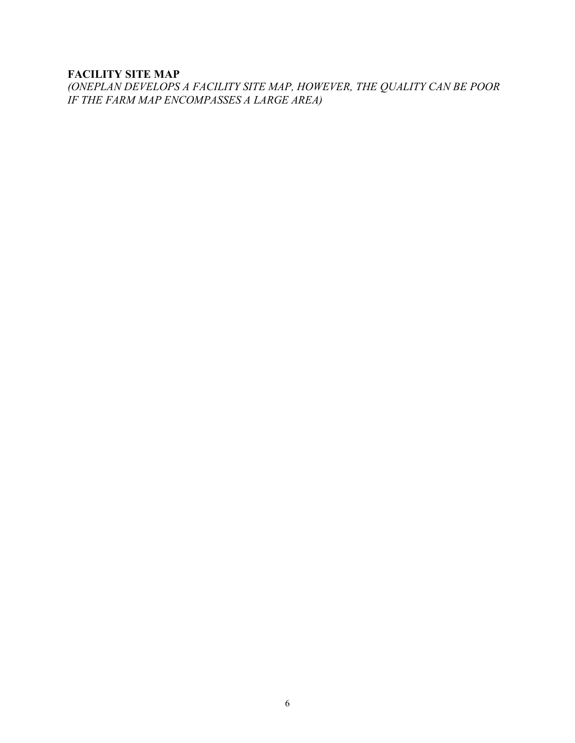**FACILITY SITE MAP**

*(ONEPLAN DEVELOPS A FACILITY SITE MAP, HOWEVER, THE QUALITY CAN BE POOR IF THE FARM MAP ENCOMPASSES A LARGE AREA)*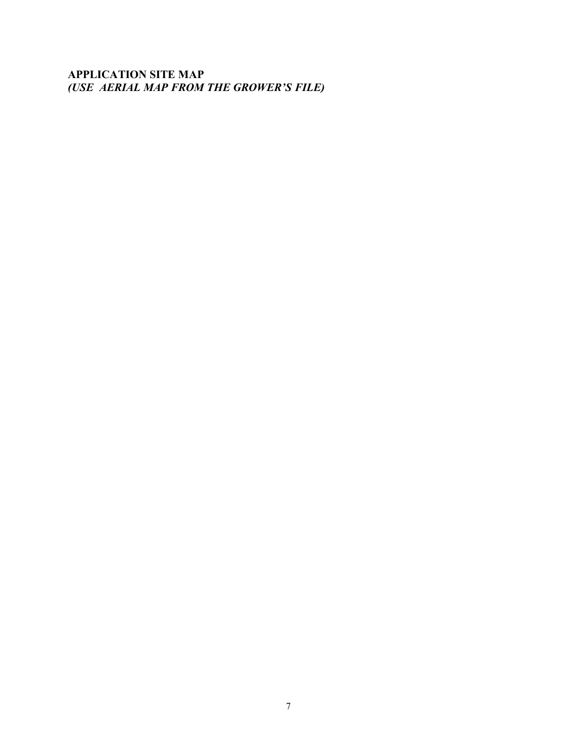**APPLICATION SITE MAP**
***(USE  AERIAL MAP FROM THE GROWER'S FILE)***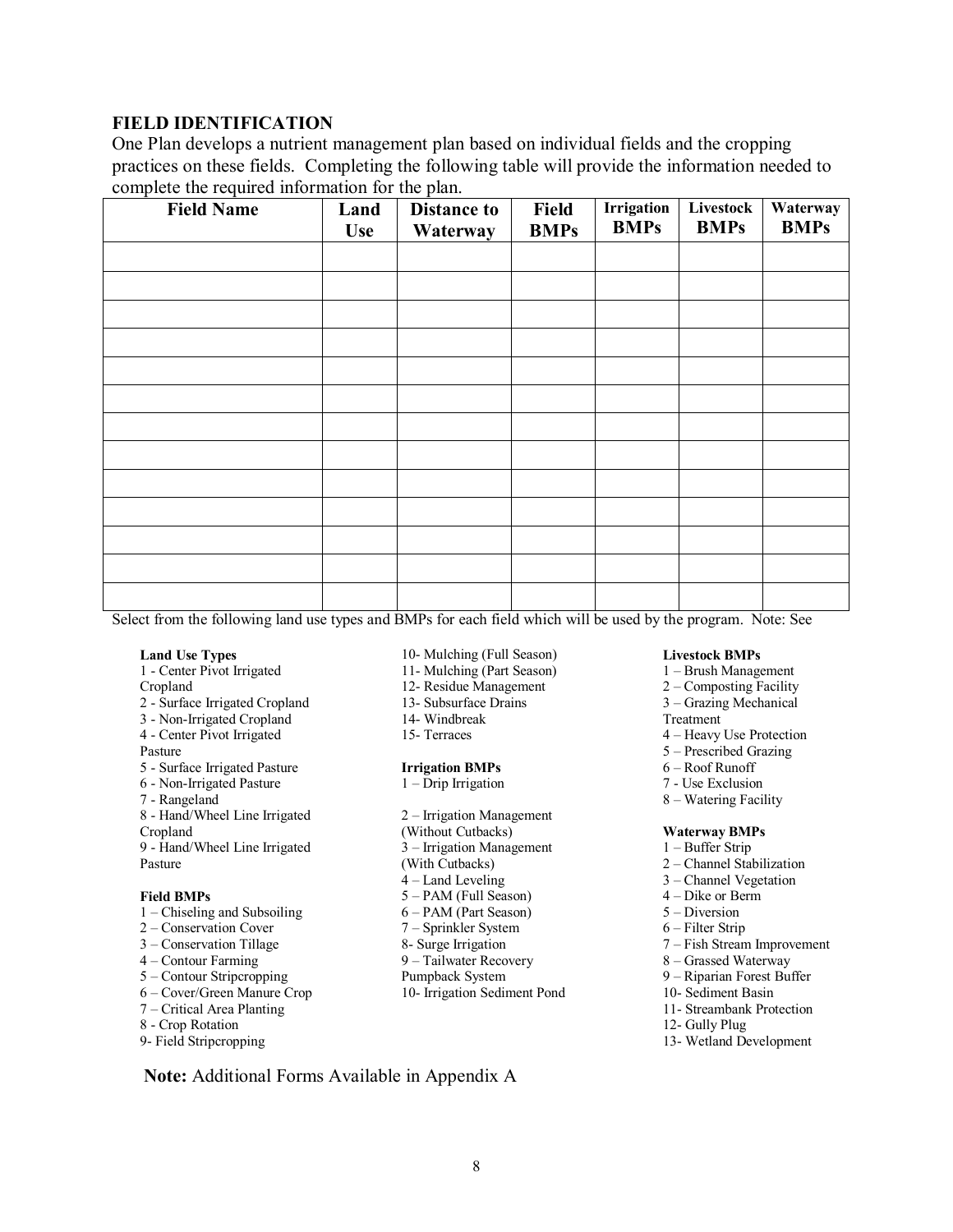### FIELD IDENTIFICATION

One Plan develops a nutrient management plan based on individual fields and the cropping practices on these fields. Completing the following table will provide the information needed to complete the required information for the plan.

| Field Name | Land Use | Distance to Waterway | Field BMPs | Irrigation BMPs | Livestock BMPs | Waterway BMPs |
|---|---|---|---|---|---|---|
| | | | | | | |
| | | | | | | |
| | | | | | | |
| | | | | | | |
| | | | | | | |
| | | | | | | |
| | | | | | | |
| | | | | | | |
| | | | | | | |
| | | | | | | |
| | | | | | | |
| | | | | | | |
| | | | | | | |

Select from the following land use types and BMPs for each field which will be used by the program. Note: See

**Land Use Types**
1 - Center Pivot Irrigated Cropland
2 - Surface Irrigated Cropland
3 - Non-Irrigated Cropland
4 - Center Pivot Irrigated Pasture
5 - Surface Irrigated Pasture
6 - Non-Irrigated Pasture
7 - Rangeland
8 - Hand/Wheel Line Irrigated Cropland
9 - Hand/Wheel Line Irrigated Pasture

**Field BMPs**
1 – Chiseling and Subsoiling
2 – Conservation Cover
3 – Conservation Tillage
4 – Contour Farming
5 – Contour Stripcropping
6 – Cover/Green Manure Crop
7 – Critical Area Planting
8 - Crop Rotation
9- Field Stripcropping
10- Mulching (Full Season)
11- Mulching (Part Season)
12- Residue Management
13- Subsurface Drains
14- Windbreak
15- Terraces

**Irrigation BMPs**
1 – Drip Irrigation
2 – Irrigation Management (Without Cutbacks)
3 – Irrigation Management (With Cutbacks)
4 – Land Leveling
5 – PAM (Full Season)
6 – PAM (Part Season)
7 – Sprinkler System
8- Surge Irrigation
9 – Tailwater Recovery Pumpback System
10- Irrigation Sediment Pond

**Livestock BMPs**
1 – Brush Management
2 – Composting Facility
3 – Grazing Mechanical Treatment
4 – Heavy Use Protection
5 – Prescribed Grazing
6 – Roof Runoff
7 - Use Exclusion
8 – Watering Facility

**Waterway BMPs**
1 – Buffer Strip
2 – Channel Stabilization
3 – Channel Vegetation
4 – Dike or Berm
5 – Diversion
6 – Filter Strip
7 – Fish Stream Improvement
8 – Grassed Waterway
9 – Riparian Forest Buffer
10- Sediment Basin
11- Streambank Protection
12- Gully Plug
13- Wetland Development

**Note:** Additional Forms Available in Appendix A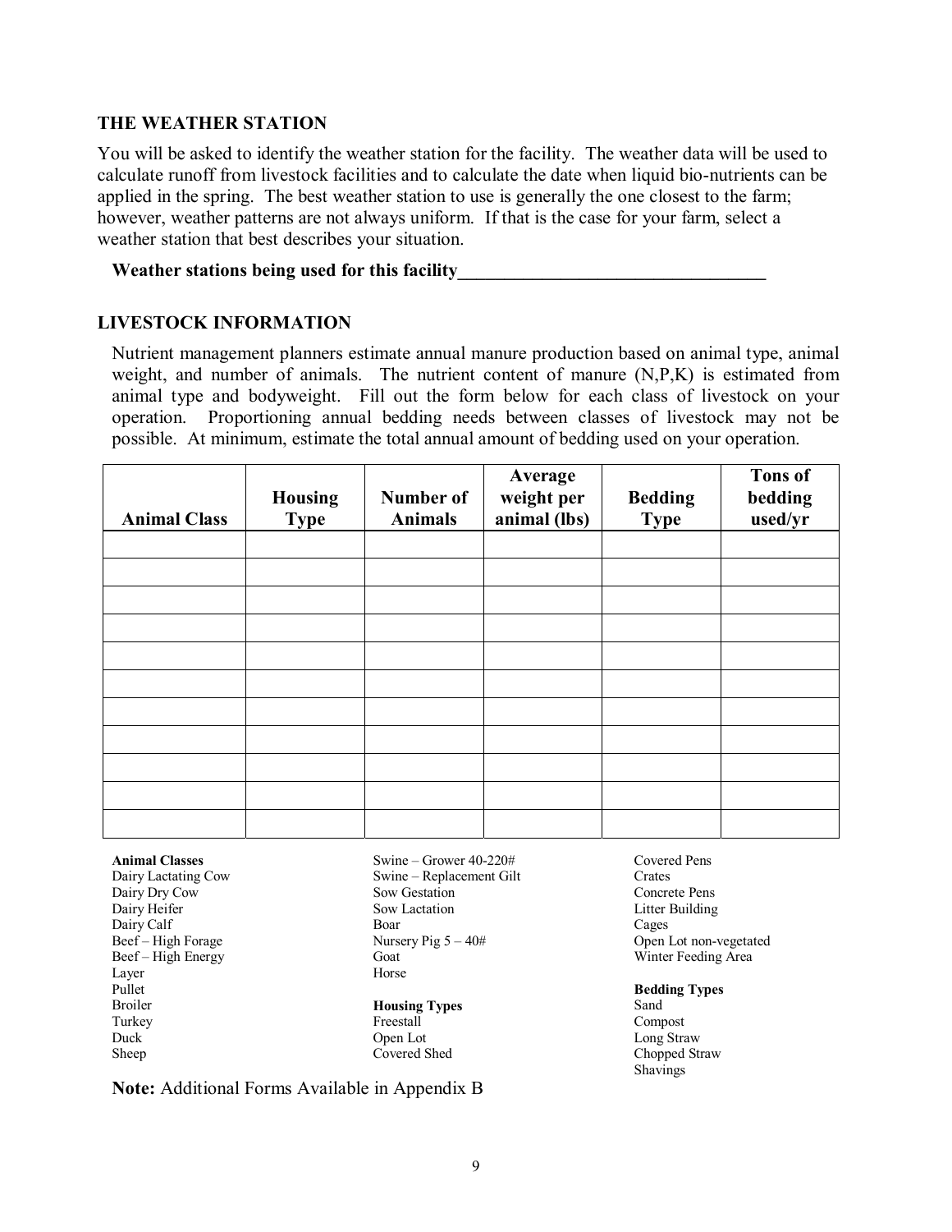## THE WEATHER STATION

You will be asked to identify the weather station for the facility. The weather data will be used to calculate runoff from livestock facilities and to calculate the date when liquid bio-nutrients can be applied in the spring. The best weather station to use is generally the one closest to the farm; however, weather patterns are not always uniform. If that is the case for your farm, select a weather station that best describes your situation.

**Weather stations being used for this facility__________________________________**

## LIVESTOCK INFORMATION

Nutrient management planners estimate annual manure production based on animal type, animal weight, and number of animals. The nutrient content of manure (N,P,K) is estimated from animal type and bodyweight. Fill out the form below for each class of livestock on your operation. Proportioning annual bedding needs between classes of livestock may not be possible. At minimum, estimate the total annual amount of bedding used on your operation.

| Animal Class | Housing Type | Number of Animals | Average weight per animal (lbs) | Bedding Type | Tons of bedding used/yr |
|---|---|---|---|---|---|
| | | | | | |
| | | | | | |
| | | | | | |
| | | | | | |
| | | | | | |
| | | | | | |
| | | | | | |
| | | | | | |
| | | | | | |
| | | | | | |
| | | | | | |

**Animal Classes**
Dairy Lactating Cow
Dairy Dry Cow
Dairy Heifer
Dairy Calf
Beef – High Forage
Beef – High Energy
Layer
Pullet
Broiler
Turkey
Duck
Sheep
Swine – Grower 40-220#
Swine – Replacement Gilt
Sow Gestation
Sow Lactation
Boar
Nursery Pig 5 – 40#
Goat
Horse

**Housing Types**
Freestall
Open Lot
Covered Shed
Covered Pens
Crates
Concrete Pens
Litter Building
Cages
Open Lot non-vegetated
Winter Feeding Area

**Bedding Types**
Sand
Compost
Long Straw
Chopped Straw
Shavings

**Note:** Additional Forms Available in Appendix B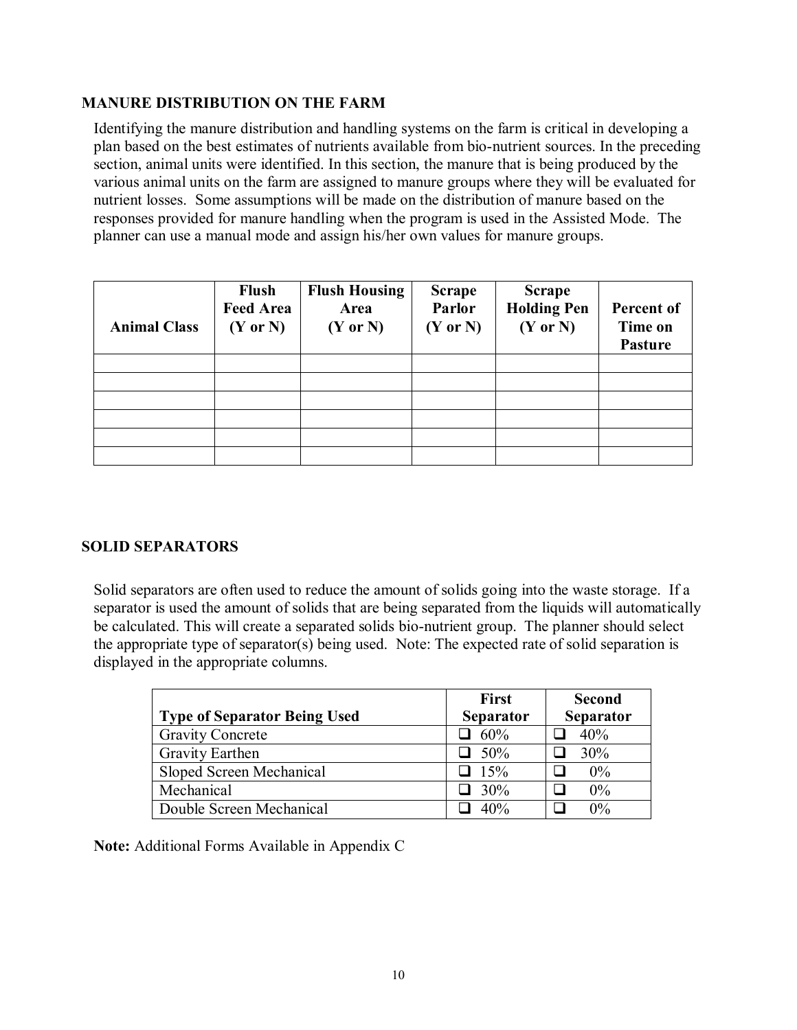## MANURE DISTRIBUTION ON THE FARM

Identifying the manure distribution and handling systems on the farm is critical in developing a plan based on the best estimates of nutrients available from bio-nutrient sources. In the preceding section, animal units were identified. In this section, the manure that is being produced by the various animal units on the farm are assigned to manure groups where they will be evaluated for nutrient losses. Some assumptions will be made on the distribution of manure based on the responses provided for manure handling when the program is used in the Assisted Mode. The planner can use a manual mode and assign his/her own values for manure groups.

| Animal Class | Flush Feed Area (Y or N) | Flush Housing Area (Y or N) | Scrape Parlor (Y or N) | Scrape Holding Pen (Y or N) | Percent of Time on Pasture |
|---|---|---|---|---|---|
| | | | | | |
| | | | | | |
| | | | | | |
| | | | | | |
| | | | | | |
| | | | | | |

## SOLID SEPARATORS

Solid separators are often used to reduce the amount of solids going into the waste storage. If a separator is used the amount of solids that are being separated from the liquids will automatically be calculated. This will create a separated solids bio-nutrient group. The planner should select the appropriate type of separator(s) being used. Note: The expected rate of solid separation is displayed in the appropriate columns.

| Type of Separator Being Used | First Separator | Second Separator |
|---|---|---|
| Gravity Concrete | ☐ 60% | ☐ 40% |
| Gravity Earthen | ☐ 50% | ☐ 30% |
| Sloped Screen Mechanical | ☐ 15% | ☐ 0% |
| Mechanical | ☐ 30% | ☐ 0% |
| Double Screen Mechanical | ☐ 40% | ☐ 0% |

**Note:** Additional Forms Available in Appendix C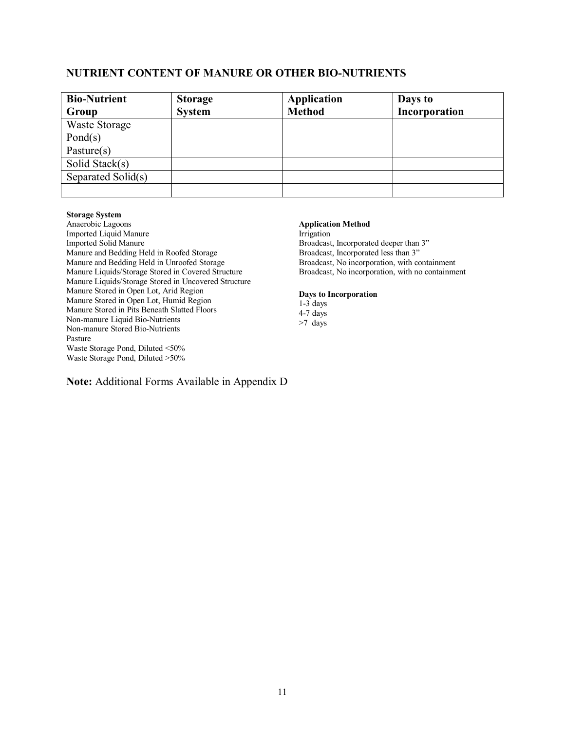## NUTRIENT CONTENT OF MANURE OR OTHER BIO-NUTRIENTS

| Bio-Nutrient Group | Storage System | Application Method | Days to Incorporation |
|---|---|---|---|
| Waste Storage Pond(s) | | | |
| Pasture(s) | | | |
| Solid Stack(s) | | | |
| Separated Solid(s) | | | |
| | | | |

**Storage System**
Anaerobic Lagoons
Imported Liquid Manure
Imported Solid Manure
Manure and Bedding Held in Roofed Storage
Manure and Bedding Held in Unroofed Storage
Manure Liquids/Storage Stored in Covered Structure
Manure Liquids/Storage Stored in Uncovered Structure
Manure Stored in Open Lot, Arid Region
Manure Stored in Open Lot, Humid Region
Manure Stored in Pits Beneath Slatted Floors
Non-manure Liquid Bio-Nutrients
Non-manure Stored Bio-Nutrients
Pasture
Waste Storage Pond, Diluted <50%
Waste Storage Pond, Diluted >50%

**Application Method**
Irrigation
Broadcast, Incorporated deeper than 3"
Broadcast, Incorporated less than 3"
Broadcast, No incorporation, with containment
Broadcast, No incorporation, with no containment

**Days to Incorporation**
1-3 days
4-7 days
>7 days

**Note:** Additional Forms Available in Appendix D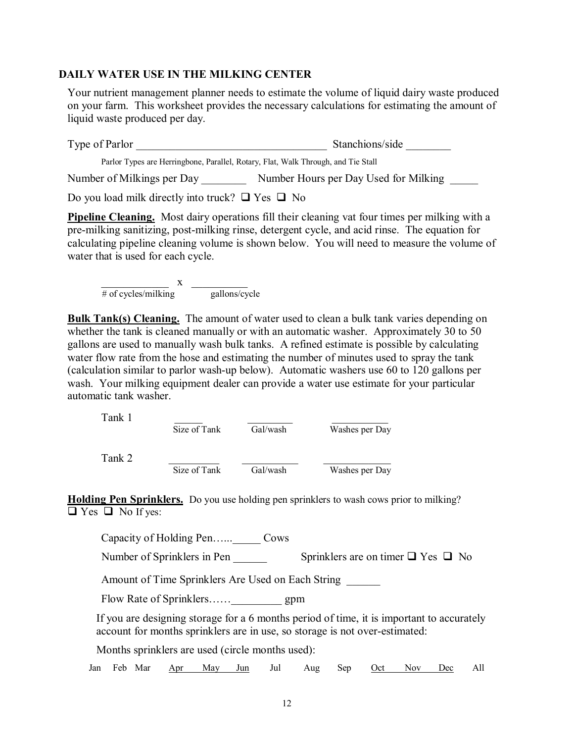## DAILY WATER USE IN THE MILKING CENTER

Your nutrient management planner needs to estimate the volume of liquid dairy waste produced on your farm. This worksheet provides the necessary calculations for estimating the amount of liquid waste produced per day.

Type of Parlor ___________________________________ Stanchions/side ________

Parlor Types are Herringbone, Parallel, Rotary, Flat, Walk Through, and Tie Stall

Number of Milkings per Day ________ Number Hours per Day Used for Milking _____

Do you load milk directly into truck? ❑ Yes ❑ No

**Pipeline Cleaning.** Most dairy operations fill their cleaning vat four times per milking with a pre-milking sanitizing, post-milking rinse, detergent cycle, and acid rinse. The equation for calculating pipeline cleaning volume is shown below. You will need to measure the volume of water that is used for each cycle.

_____________ x __________

\# of cycles/milking gallons/cycle

**Bulk Tank(s) Cleaning.** The amount of water used to clean a bulk tank varies depending on whether the tank is cleaned manually or with an automatic washer. Approximately 30 to 50 gallons are used to manually wash bulk tanks. A refined estimate is possible by calculating water flow rate from the hose and estimating the number of minutes used to spray the tank (calculation similar to parlor wash-up below). Automatic washers use 60 to 120 gallons per wash. Your milking equipment dealer can provide a water use estimate for your particular automatic tank washer.

| | Size of Tank | Gal/wash | Washes per Day |
|---|---|---|---|
| Tank 1 | ______ | _________ | ___________ |
| Tank 2 | _________ | ___________ | _____________ |

**Holding Pen Sprinklers.** Do you use holding pen sprinklers to wash cows prior to milking? ❑ Yes ❑ No If yes:

Capacity of Holding Pen…...._____ Cows

Number of Sprinklers in Pen ______ Sprinklers are on timer ❑ Yes ❑ No

Amount of Time Sprinklers Are Used on Each String ______

Flow Rate of Sprinklers……_________ gpm

If you are designing storage for a 6 months period of time, it is important to accurately account for months sprinklers are in use, so storage is not over-estimated:

Months sprinklers are used (circle months used):

Jan Feb Mar Apr May Jun Jul Aug Sep Oct Nov Dec All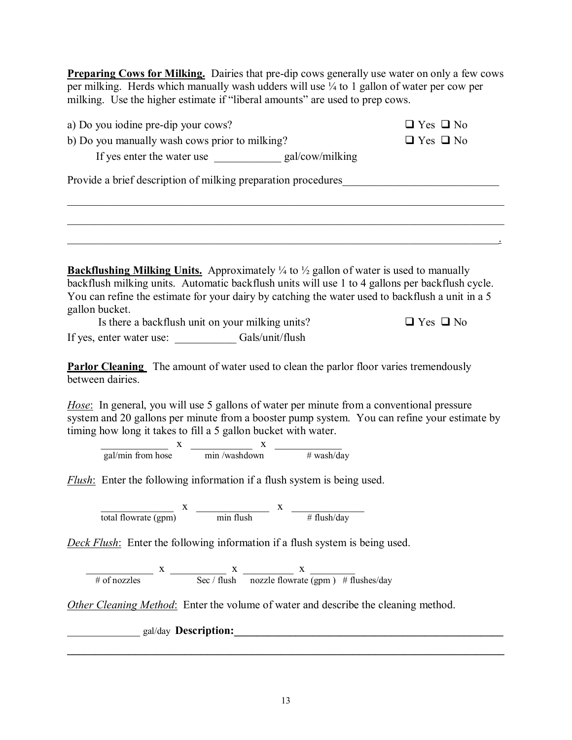**Preparing Cows for Milking.** Dairies that pre-dip cows generally use water on only a few cows per milking. Herds which manually wash udders will use ¼ to 1 gallon of water per cow per milking. Use the higher estimate if "liberal amounts" are used to prep cows.

a) Do you iodine pre-dip your cows? ❑ Yes ❑ No

b) Do you manually wash cows prior to milking? ❑ Yes ❑ No

If yes enter the water use ____________ gal/cow/milking

Provide a brief description of milking preparation procedures____________________________

______________________________________________________________________________

______________________________________________________________________________

______________________________________________________________________________.

**Backflushing Milking Units.** Approximately ¼ to ½ gallon of water is used to manually backflush milking units. Automatic backflush units will use 1 to 4 gallons per backflush cycle. You can refine the estimate for your dairy by catching the water used to backflush a unit in a 5 gallon bucket.

Is there a backflush unit on your milking units? ❑ Yes ❑ No

If yes, enter water use: ___________ Gals/unit/flush

**Parlor Cleaning** The amount of water used to clean the parlor floor varies tremendously between dairies.

*Hose*: In general, you will use 5 gallons of water per minute from a conventional pressure system and 20 gallons per minute from a booster pump system. You can refine your estimate by timing how long it takes to fill a 5 gallon bucket with water.

_____________ x ____________ x _____________
gal/min from hose — min /washdown — # wash/day

*Flush*: Enter the following information if a flush system is being used.

______________ x ______________ x ______________
total flowrate (gpm) — min flush — # flush/day

*Deck Flush*: Enter the following information if a flush system is being used.

_____________ x ___________ x __________ x _________
# of nozzles — Sec / flush — nozzle flowrate (gpm ) — # flushes/day

*Other Cleaning Method*: Enter the volume of water and describe the cleaning method.

_____________ gal/day **Description:**_____________________________________________

______________________________________________________________________________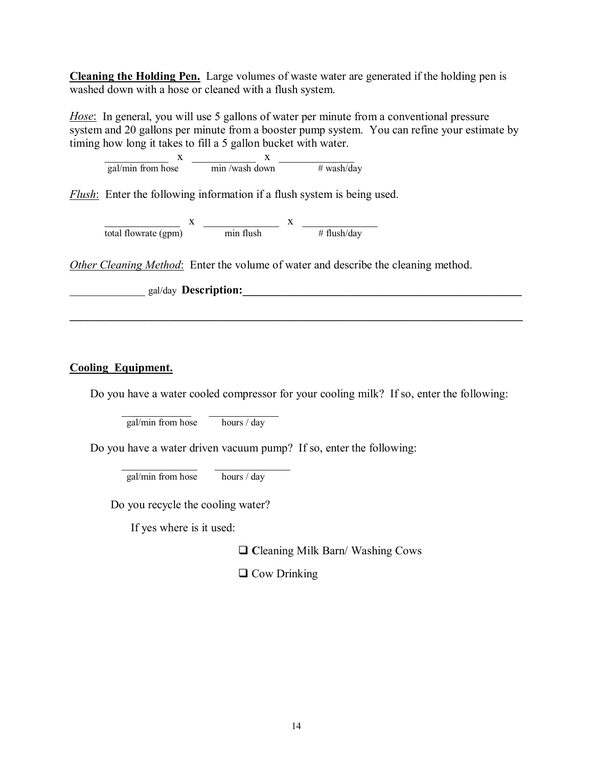**Cleaning the Holding Pen.** Large volumes of waste water are generated if the holding pen is washed down with a hose or cleaned with a flush system.

*Hose*: In general, you will use 5 gallons of water per minute from a conventional pressure system and 20 gallons per minute from a booster pump system. You can refine your estimate by timing how long it takes to fill a 5 gallon bucket with water.

____________ x ____________ x ______________
gal/min from hose    min /wash down    # wash/day

*Flush*: Enter the following information if a flush system is being used.

______________ x ______________ x ______________
total flowrate (gpm)    min flush    # flush/day

*Other Cleaning Method*: Enter the volume of water and describe the cleaning method.

_____________ gal/day **Description:**__________________________________________________

________________________________________________________________________________

**Cooling Equipment.**

Do you have a water cooled compressor for your cooling milk? If so, enter the following:

_____________ _____________
gal/min from hose    hours / day

Do you have a water driven vacuum pump? If so, enter the following:

______________ ______________
gal/min from hose    hours / day

Do you recycle the cooling water?

If yes where is it used:

- ❑ **C**leaning Milk Barn/ Washing Cows
- ❑ Cow Drinking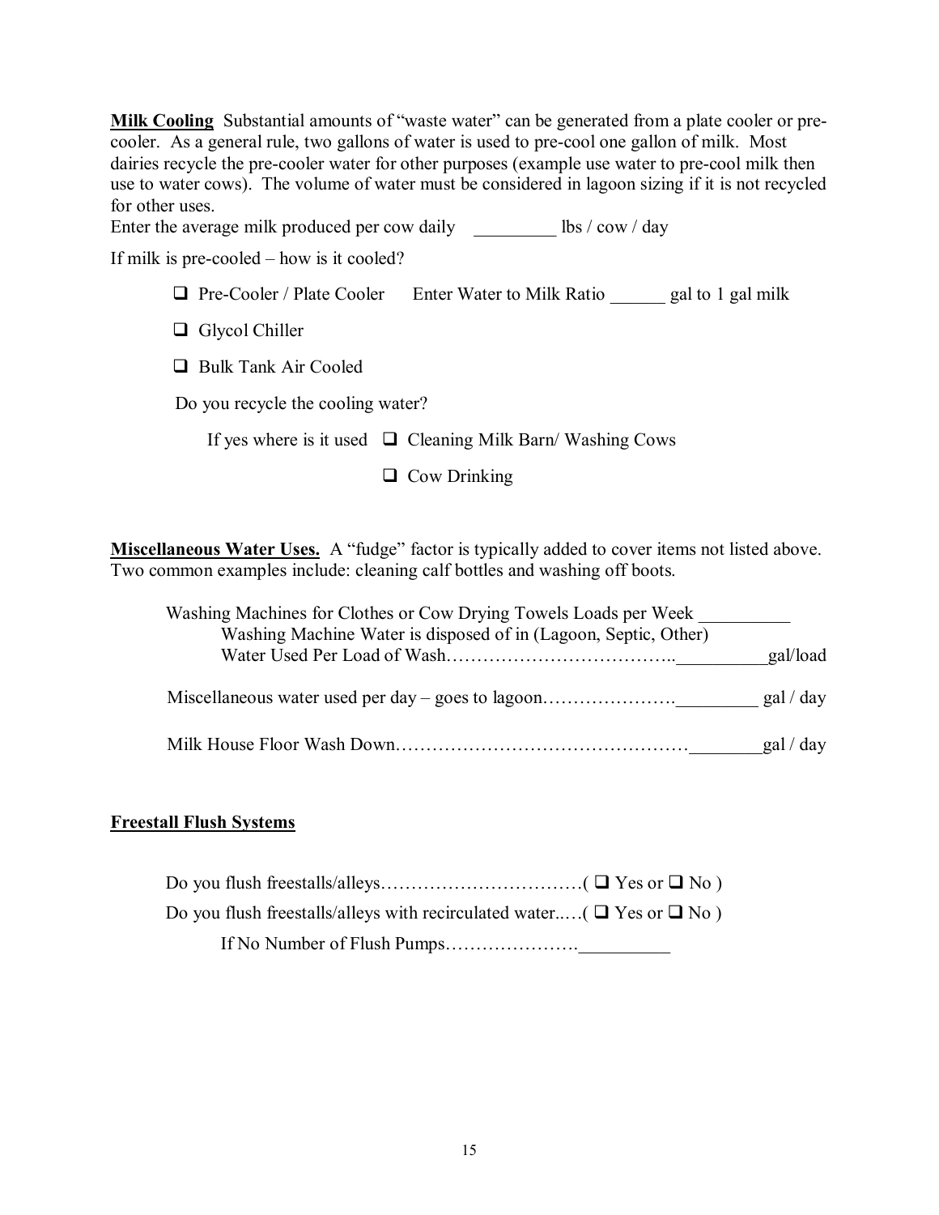**Milk Cooling** Substantial amounts of "waste water" can be generated from a plate cooler or pre-cooler. As a general rule, two gallons of water is used to pre-cool one gallon of milk. Most dairies recycle the pre-cooler water for other purposes (example use water to pre-cool milk then use to water cows). The volume of water must be considered in lagoon sizing if it is not recycled for other uses.

Enter the average milk produced per cow daily _________ lbs / cow / day

If milk is pre-cooled – how is it cooled?

- ❑ Pre-Cooler / Plate Cooler Enter Water to Milk Ratio ______ gal to 1 gal milk
- ❑ Glycol Chiller
- ❑ Bulk Tank Air Cooled

Do you recycle the cooling water?

If yes where is it used ❑ Cleaning Milk Barn/ Washing Cows

❑ Cow Drinking

**Miscellaneous Water Uses.** A "fudge" factor is typically added to cover items not listed above. Two common examples include: cleaning calf bottles and washing off boots.

Washing Machines for Clothes or Cow Drying Towels Loads per Week __________

Washing Machine Water is disposed of in (Lagoon, Septic, Other)

Water Used Per Load of Wash……………………………….. __________gal/load

Miscellaneous water used per day – goes to lagoon…………………. _________ gal / day

Milk House Floor Wash Down………………………………………… ________gal / day

**Freestall Flush Systems**

Do you flush freestalls/alleys……………………………( ❑ Yes or ❑ No )

Do you flush freestalls/alleys with recirculated water..…( ❑ Yes or ❑ No )

If No Number of Flush Pumps…………………. __________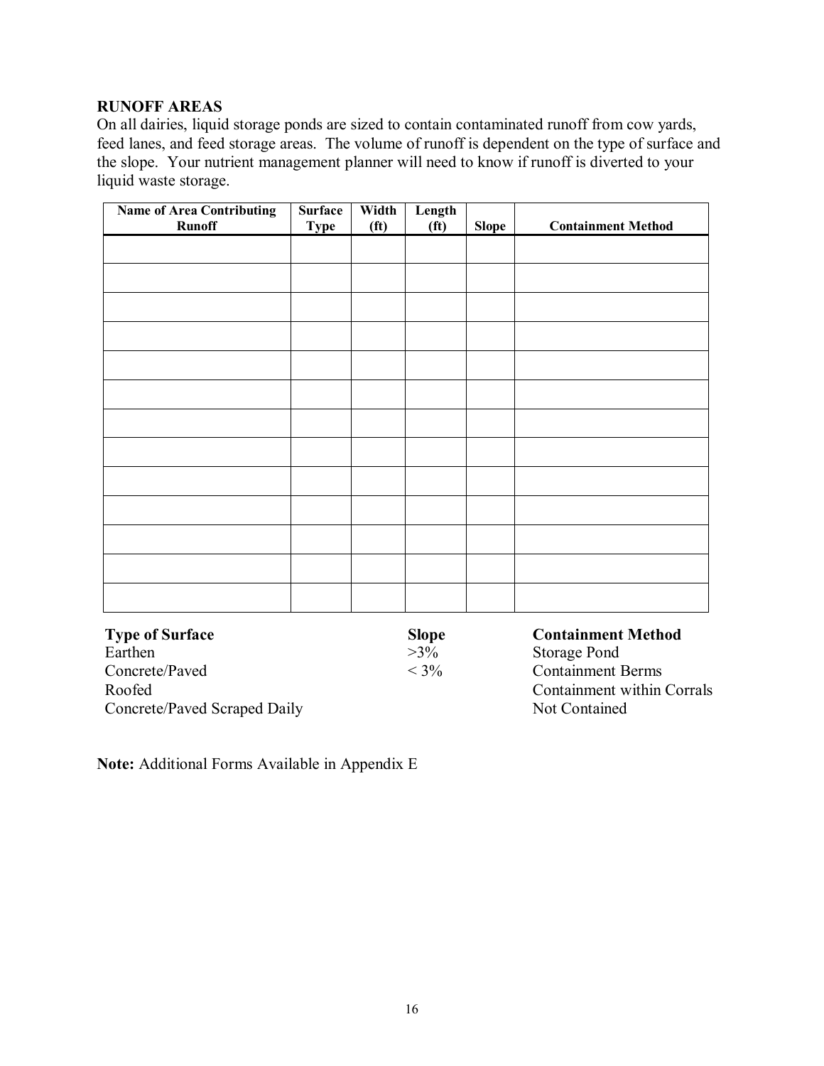## RUNOFF AREAS

On all dairies, liquid storage ponds are sized to contain contaminated runoff from cow yards, feed lanes, and feed storage areas. The volume of runoff is dependent on the type of surface and the slope. Your nutrient management planner will need to know if runoff is diverted to your liquid waste storage.

| Name of Area Contributing Runoff | Surface Type | Width (ft) | Length (ft) | Slope | Containment Method |
|---|---|---|---|---|---|
| | | | | | |
| | | | | | |
| | | | | | |
| | | | | | |
| | | | | | |
| | | | | | |
| | | | | | |
| | | | | | |
| | | | | | |
| | | | | | |
| | | | | | |
| | | | | | |
| | | | | | |

| Type of Surface | Slope | Containment Method |
|---|---|---|
| Earthen | >3% | Storage Pond |
| Concrete/Paved | < 3% | Containment Berms |
| Roofed | | Containment within Corrals |
| Concrete/Paved Scraped Daily | | Not Contained |

**Note:** Additional Forms Available in Appendix E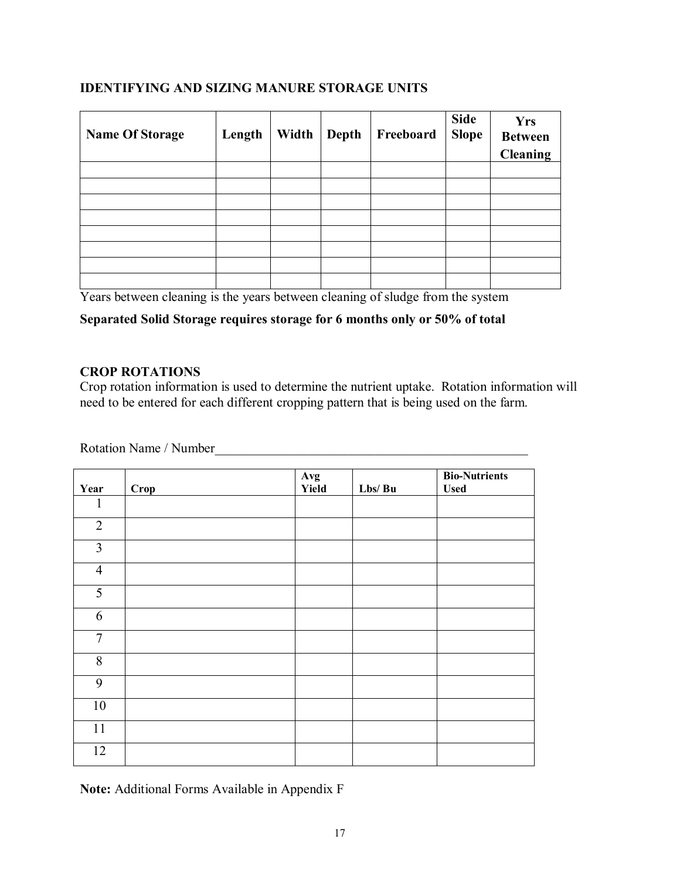## IDENTIFYING AND SIZING MANURE STORAGE UNITS

| Name Of Storage | Length | Width | Depth | Freeboard | Side Slope | Yrs Between Cleaning |
|---|---|---|---|---|---|---|
| | | | | | | |
| | | | | | | |
| | | | | | | |
| | | | | | | |
| | | | | | | |
| | | | | | | |
| | | | | | | |
| | | | | | | |

Years between cleaning is the years between cleaning of sludge from the system

**Separated Solid Storage requires storage for 6 months only or 50% of total**

## CROP ROTATIONS

Crop rotation information is used to determine the nutrient uptake. Rotation information will need to be entered for each different cropping pattern that is being used on the farm.

Rotation Name / Number_______________________________________________

| Year | Crop | Avg Yield | Lbs/ Bu | Bio-Nutrients Used |
|---|---|---|---|---|
| 1 | | | | |
| 2 | | | | |
| 3 | | | | |
| 4 | | | | |
| 5 | | | | |
| 6 | | | | |
| 7 | | | | |
| 8 | | | | |
| 9 | | | | |
| 10 | | | | |
| 11 | | | | |
| 12 | | | | |

**Note:** Additional Forms Available in Appendix F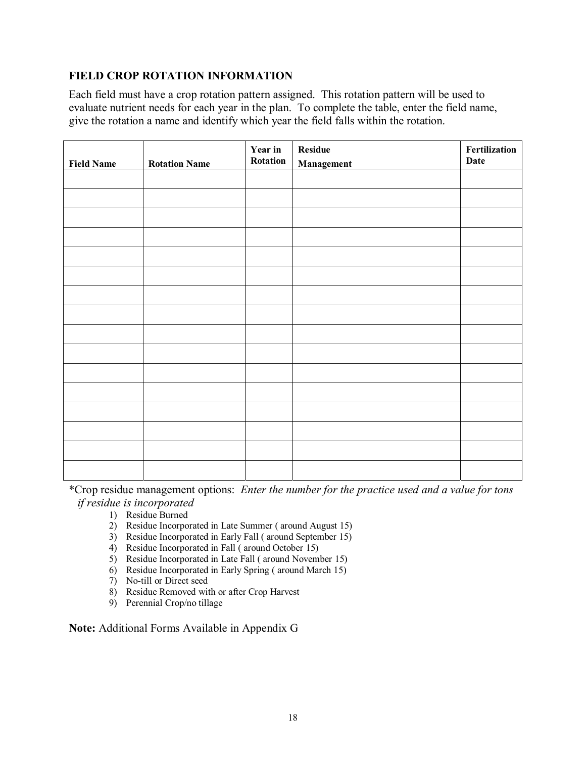## FIELD CROP ROTATION INFORMATION

Each field must have a crop rotation pattern assigned. This rotation pattern will be used to evaluate nutrient needs for each year in the plan. To complete the table, enter the field name, give the rotation a name and identify which year the field falls within the rotation.

| Field Name | Rotation Name | Year in Rotation | Residue Management | Fertilization Date |
|---|---|---|---|---|
| | | | | |
| | | | | |
| | | | | |
| | | | | |
| | | | | |
| | | | | |
| | | | | |
| | | | | |
| | | | | |
| | | | | |
| | | | | |
| | | | | |
| | | | | |
| | | | | |
| | | | | |
| | | | | |

*Crop residue management options: *Enter the number for the practice used and a value for tons if residue is incorporated*

1) Residue Burned
2) Residue Incorporated in Late Summer ( around August 15)
3) Residue Incorporated in Early Fall ( around September 15)
4) Residue Incorporated in Fall ( around October 15)
5) Residue Incorporated in Late Fall ( around November 15)
6) Residue Incorporated in Early Spring ( around March 15)
7) No-till or Direct seed
8) Residue Removed with or after Crop Harvest
9) Perennial Crop/no tillage

**Note:** Additional Forms Available in Appendix G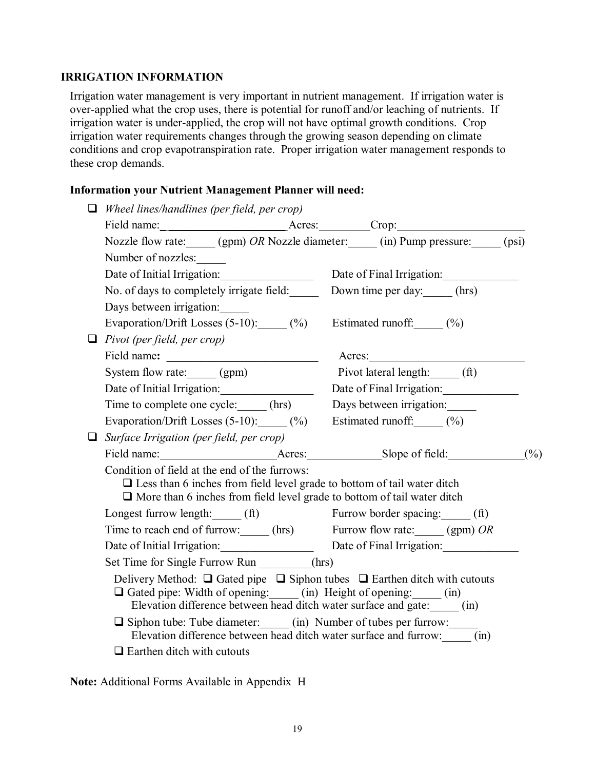**IRRIGATION INFORMATION**

Irrigation water management is very important in nutrient management. If irrigation water is over-applied what the crop uses, there is potential for runoff and/or leaching of nutrients. If irrigation water is under-applied, the crop will not have optimal growth conditions. Crop irrigation water requirements changes through the growing season depending on climate conditions and crop evapotranspiration rate. Proper irrigation water management responds to these crop demands.

**Information your Nutrient Management Planner will need:**

- ☐ *Wheel lines/handlines (per field, per crop)*

  Field name:______________________ Acres:_________ Crop:______________________

  Nozzle flow rate:_____ (gpm) *OR* Nozzle diameter:_____ (in) Pump pressure:_____ (psi)

  Number of nozzles:_____

  Date of Initial Irrigation:________________ Date of Final Irrigation:_____________

  No. of days to completely irrigate field:_____ Down time per day:_____ (hrs)

  Days between irrigation:_____

  Evaporation/Drift Losses (5-10):_____ (%) Estimated runoff:_____ (%)

- ☐ *Pivot (per field, per crop)*

  Field name**:** __________________________ Acres:___________________________

  System flow rate:_____ (gpm) Pivot lateral length:_____ (ft)

  Date of Initial Irrigation:________________ Date of Final Irrigation:_____________

  Time to complete one cycle:_____ (hrs) Days between irrigation:_____

  Evaporation/Drift Losses (5-10):_____ (%) Estimated runoff:_____ (%)

- ☐ *Surface Irrigation (per field, per crop)*

  Field name:____________________ Acres:_____________ Slope of field:_____________ (%)

  Condition of field at the end of the furrows:

  ☐ Less than 6 inches from field level grade to bottom of tail water ditch

  ☐ More than 6 inches from field level grade to bottom of tail water ditch

  Longest furrow length:_____ (ft) Furrow border spacing:_____ (ft)

  Time to reach end of furrow:_____ (hrs) Furrow flow rate:_____ (gpm) *OR*

  Date of Initial Irrigation:________________ Date of Final Irrigation:_____________

  Set Time for Single Furrow Run _________(hrs)

  Delivery Method: ☐ Gated pipe ☐ Siphon tubes ☐ Earthen ditch with cutouts

  ☐ Gated pipe: Width of opening:_____ (in) Height of opening:_____ (in)
  Elevation difference between head ditch water surface and gate:_____ (in)

  ☐ Siphon tube: Tube diameter:_____ (in) Number of tubes per furrow:_____
  Elevation difference between head ditch water surface and furrow:_____ (in)

  ☐ Earthen ditch with cutouts

**Note:** Additional Forms Available in Appendix H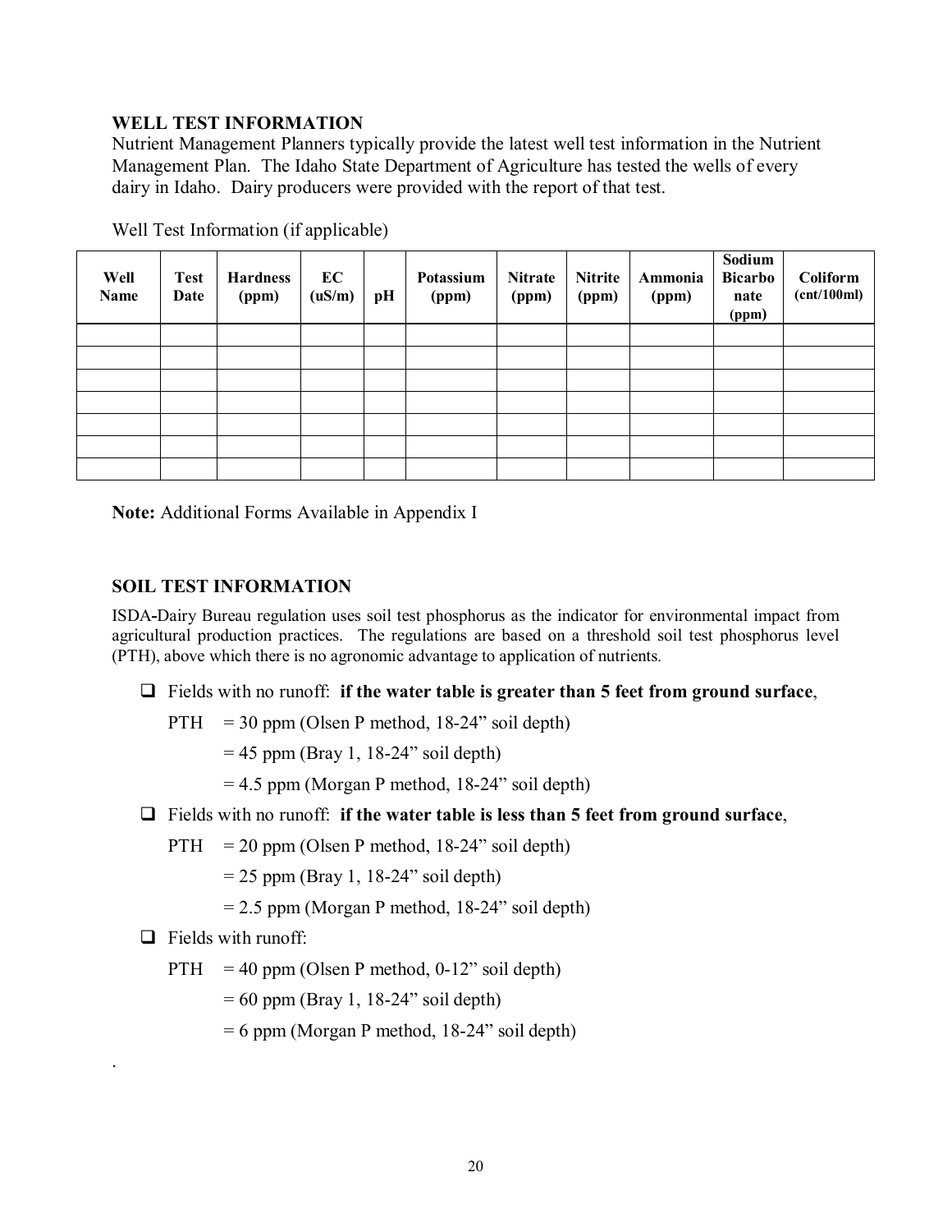## WELL TEST INFORMATION

Nutrient Management Planners typically provide the latest well test information in the Nutrient Management Plan. The Idaho State Department of Agriculture has tested the wells of every dairy in Idaho. Dairy producers were provided with the report of that test.

Well Test Information (if applicable)

| Well Name | Test Date | Hardness (ppm) | EC (uS/m) | pH | Potassium (ppm) | Nitrate (ppm) | Nitrite (ppm) | Ammonia (ppm) | Sodium Bicarbonate (ppm) | Coliform (cnt/100ml) |
|---|---|---|---|---|---|---|---|---|---|---|
| | | | | | | | | | | |
| | | | | | | | | | | |
| | | | | | | | | | | |
| | | | | | | | | | | |
| | | | | | | | | | | |
| | | | | | | | | | | |
| | | | | | | | | | | |

**Note:** Additional Forms Available in Appendix I

## SOIL TEST INFORMATION

ISDA-Dairy Bureau regulation uses soil test phosphorus as the indicator for environmental impact from agricultural production practices. The regulations are based on a threshold soil test phosphorus level (PTH), above which there is no agronomic advantage to application of nutrients.

- Fields with no runoff: **if the water table is greater than 5 feet from ground surface**,

  PTH = 30 ppm (Olsen P method, 18-24" soil depth)

  = 45 ppm (Bray 1, 18-24" soil depth)

  = 4.5 ppm (Morgan P method, 18-24" soil depth)

- Fields with no runoff: **if the water table is less than 5 feet from ground surface**,

  PTH = 20 ppm (Olsen P method, 18-24" soil depth)

  = 25 ppm (Bray 1, 18-24" soil depth)

  = 2.5 ppm (Morgan P method, 18-24" soil depth)

- Fields with runoff:

  PTH = 40 ppm (Olsen P method, 0-12" soil depth)

  = 60 ppm (Bray 1, 18-24" soil depth)

  = 6 ppm (Morgan P method, 18-24" soil depth)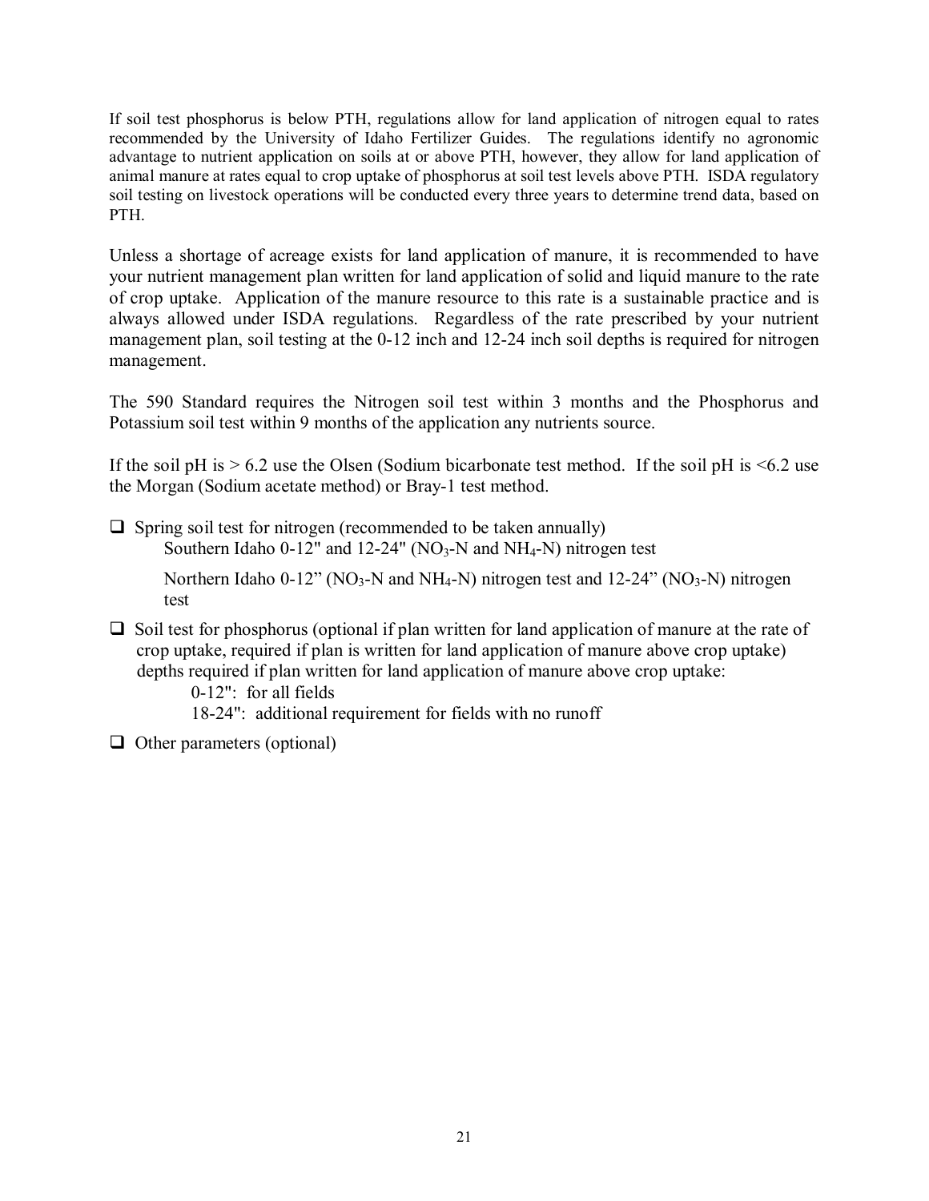If soil test phosphorus is below PTH, regulations allow for land application of nitrogen equal to rates recommended by the University of Idaho Fertilizer Guides. The regulations identify no agronomic advantage to nutrient application on soils at or above PTH, however, they allow for land application of animal manure at rates equal to crop uptake of phosphorus at soil test levels above PTH. ISDA regulatory soil testing on livestock operations will be conducted every three years to determine trend data, based on PTH.

Unless a shortage of acreage exists for land application of manure, it is recommended to have your nutrient management plan written for land application of solid and liquid manure to the rate of crop uptake. Application of the manure resource to this rate is a sustainable practice and is always allowed under ISDA regulations. Regardless of the rate prescribed by your nutrient management plan, soil testing at the 0-12 inch and 12-24 inch soil depths is required for nitrogen management.

The 590 Standard requires the Nitrogen soil test within 3 months and the Phosphorus and Potassium soil test within 9 months of the application any nutrients source.

If the soil pH is > 6.2 use the Olsen (Sodium bicarbonate test method. If the soil pH is <6.2 use the Morgan (Sodium acetate method) or Bray-1 test method.

- ☐ Spring soil test for nitrogen (recommended to be taken annually)
  
  Southern Idaho 0-12" and 12-24" ($NO_3$-N and $NH_4$-N) nitrogen test
  
  Northern Idaho 0-12" ($NO_3$-N and $NH_4$-N) nitrogen test and 12-24" ($NO_3$-N) nitrogen test
- ☐ Soil test for phosphorus (optional if plan written for land application of manure at the rate of crop uptake, required if plan is written for land application of manure above crop uptake) depths required if plan written for land application of manure above crop uptake:
  
  0-12": for all fields
  
  18-24": additional requirement for fields with no runoff
- ☐ Other parameters (optional)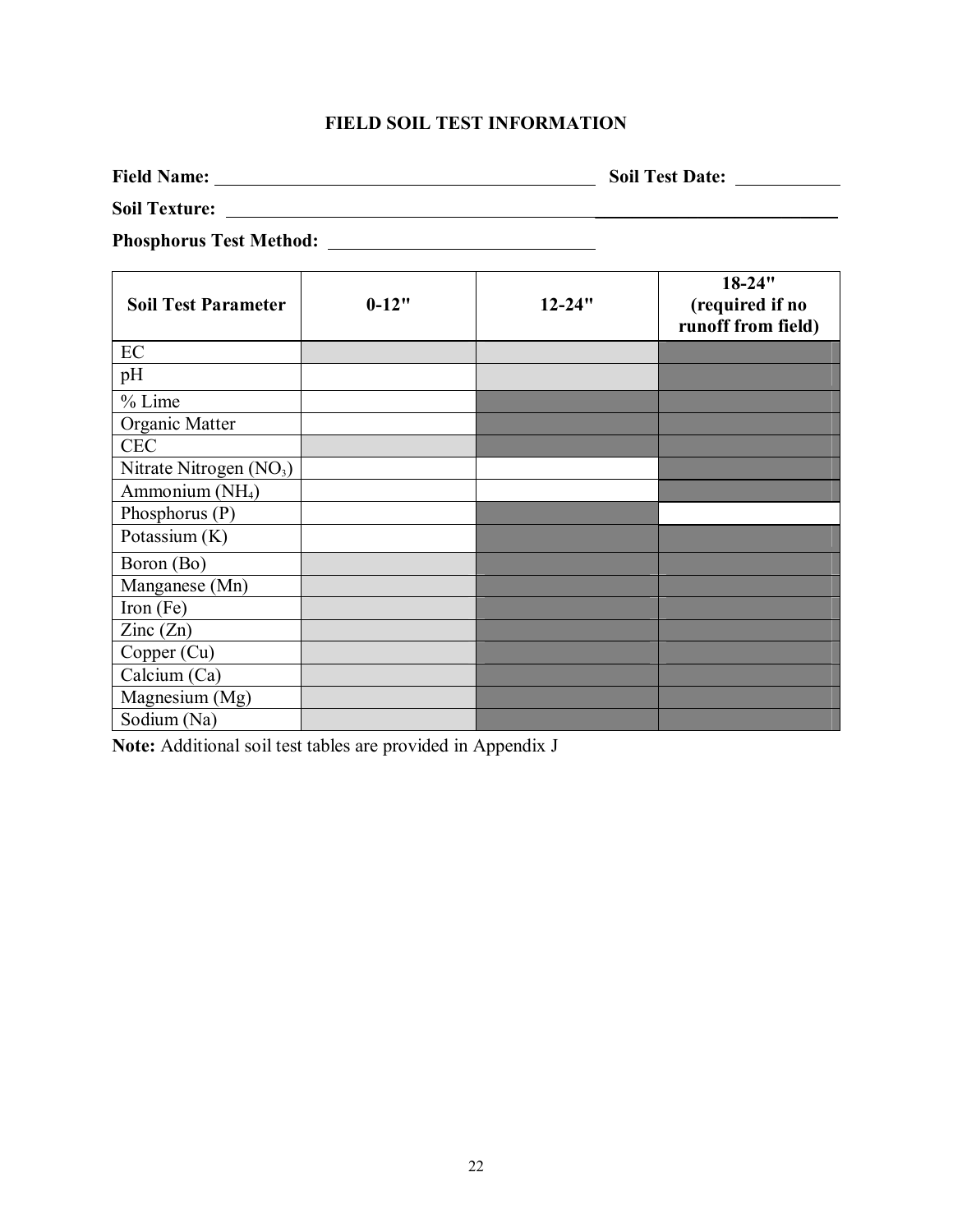# FIELD SOIL TEST INFORMATION

**Field Name:** ______________________________ **Soil Test Date:** ____________

**Soil Texture:** ________________________________________________

**Phosphorus Test Method:** ______________________________

| Soil Test Parameter | 0-12" | 12-24" | 18-24" (required if no runoff from field) |
|---|---|---|---|
| EC | | | |
| pH | | | |
| % Lime | | | |
| Organic Matter | | | |
| CEC | | | |
| Nitrate Nitrogen ($NO_3$) | | | |
| Ammonium ($NH_4$) | | | |
| Phosphorus (P) | | | |
| Potassium (K) | | | |
| Boron (Bo) | | | |
| Manganese (Mn) | | | |
| Iron (Fe) | | | |
| Zinc (Zn) | | | |
| Copper (Cu) | | | |
| Calcium (Ca) | | | |
| Magnesium (Mg) | | | |
| Sodium (Na) | | | |

**Note:** Additional soil test tables are provided in Appendix J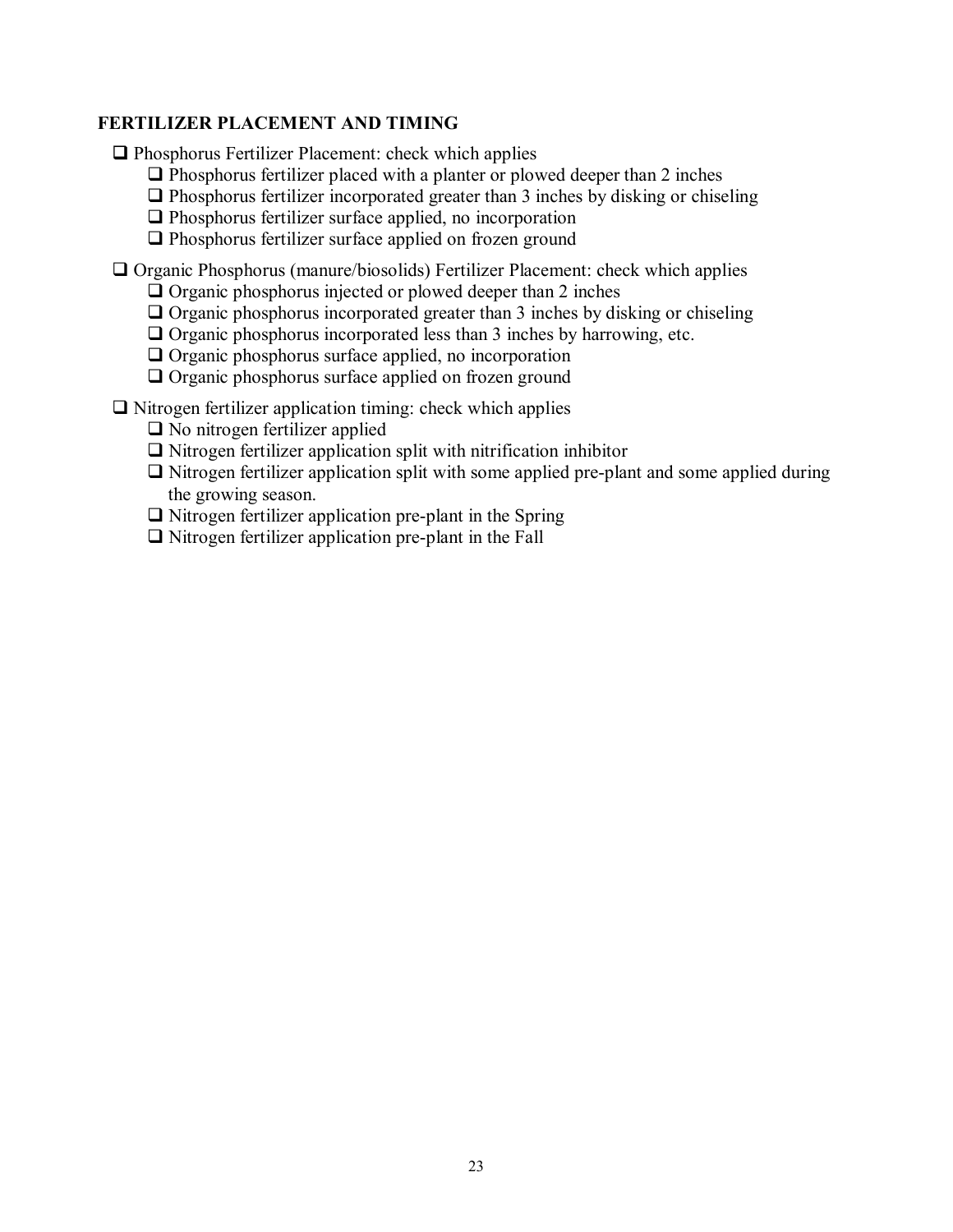**FERTILIZER PLACEMENT AND TIMING**

- ❑ Phosphorus Fertilizer Placement: check which applies
  - ❑ Phosphorus fertilizer placed with a planter or plowed deeper than 2 inches
  - ❑ Phosphorus fertilizer incorporated greater than 3 inches by disking or chiseling
  - ❑ Phosphorus fertilizer surface applied, no incorporation
  - ❑ Phosphorus fertilizer surface applied on frozen ground
- ❑ Organic Phosphorus (manure/biosolids) Fertilizer Placement: check which applies
  - ❑ Organic phosphorus injected or plowed deeper than 2 inches
  - ❑ Organic phosphorus incorporated greater than 3 inches by disking or chiseling
  - ❑ Organic phosphorus incorporated less than 3 inches by harrowing, etc.
  - ❑ Organic phosphorus surface applied, no incorporation
  - ❑ Organic phosphorus surface applied on frozen ground
- ❑ Nitrogen fertilizer application timing: check which applies
  - ❑ No nitrogen fertilizer applied
  - ❑ Nitrogen fertilizer application split with nitrification inhibitor
  - ❑ Nitrogen fertilizer application split with some applied pre-plant and some applied during the growing season.
  - ❑ Nitrogen fertilizer application pre-plant in the Spring
  - ❑ Nitrogen fertilizer application pre-plant in the Fall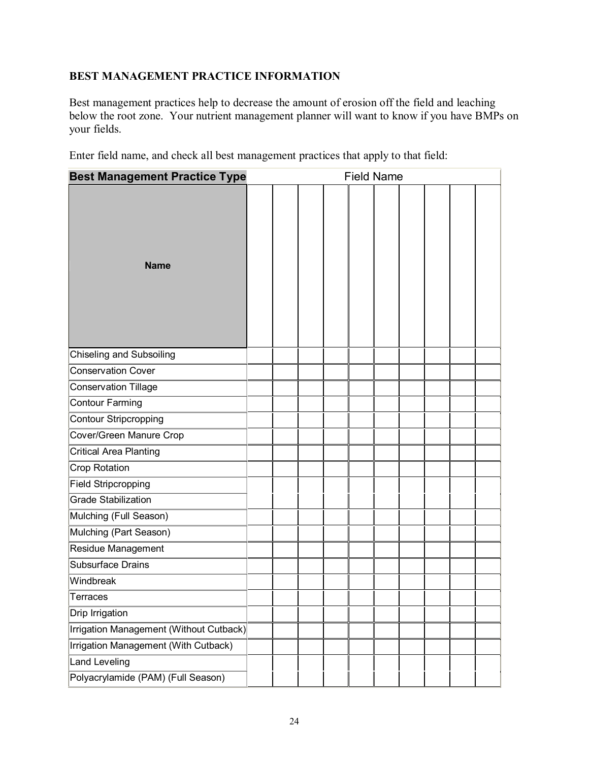## BEST MANAGEMENT PRACTICE INFORMATION

Best management practices help to decrease the amount of erosion off the field and leaching below the root zone. Your nutrient management planner will want to know if you have BMPs on your fields.

Enter field name, and check all best management practices that apply to that field:

| Best Management Practice Type | Field Name | | | | | | | | | |
|---|---|---|---|---|---|---|---|---|---|---|
| Name | | | | | | | | | | |
| Chiseling and Subsoiling | | | | | | | | | | |
| Conservation Cover | | | | | | | | | | |
| Conservation Tillage | | | | | | | | | | |
| Contour Farming | | | | | | | | | | |
| Contour Stripcropping | | | | | | | | | | |
| Cover/Green Manure Crop | | | | | | | | | | |
| Critical Area Planting | | | | | | | | | | |
| Crop Rotation | | | | | | | | | | |
| Field Stripcropping | | | | | | | | | | |
| Grade Stabilization | | | | | | | | | | |
| Mulching (Full Season) | | | | | | | | | | |
| Mulching (Part Season) | | | | | | | | | | |
| Residue Management | | | | | | | | | | |
| Subsurface Drains | | | | | | | | | | |
| Windbreak | | | | | | | | | | |
| Terraces | | | | | | | | | | |
| Drip Irrigation | | | | | | | | | | |
| Irrigation Management (Without Cutback) | | | | | | | | | | |
| Irrigation Management (With Cutback) | | | | | | | | | | |
| Land Leveling | | | | | | | | | | |
| Polyacrylamide (PAM) (Full Season) | | | | | | | | | | |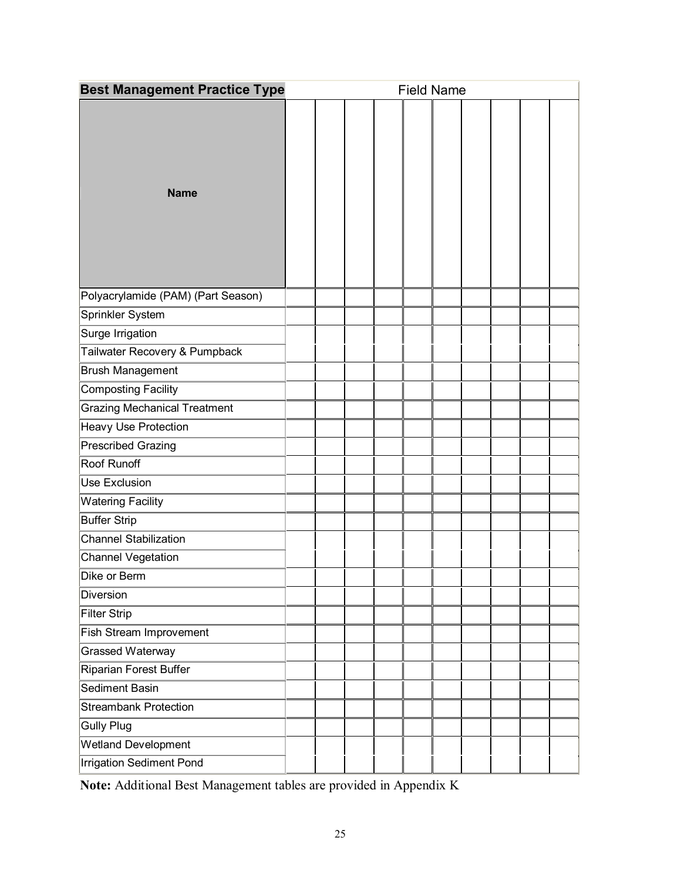| Best Management Practice Type | Field Name | | | | | | | | | |
|---|---|---|---|---|---|---|---|---|---|---|
| **Name** | | | | | | | | | | |
| Polyacrylamide (PAM) (Part Season) | | | | | | | | | | |
| Sprinkler System | | | | | | | | | | |
| Surge Irrigation | | | | | | | | | | |
| Tailwater Recovery & Pumpback | | | | | | | | | | |
| Brush Management | | | | | | | | | | |
| Composting Facility | | | | | | | | | | |
| Grazing Mechanical Treatment | | | | | | | | | | |
| Heavy Use Protection | | | | | | | | | | |
| Prescribed Grazing | | | | | | | | | | |
| Roof Runoff | | | | | | | | | | |
| Use Exclusion | | | | | | | | | | |
| Watering Facility | | | | | | | | | | |
| Buffer Strip | | | | | | | | | | |
| Channel Stabilization | | | | | | | | | | |
| Channel Vegetation | | | | | | | | | | |
| Dike or Berm | | | | | | | | | | |
| Diversion | | | | | | | | | | |
| Filter Strip | | | | | | | | | | |
| Fish Stream Improvement | | | | | | | | | | |
| Grassed Waterway | | | | | | | | | | |
| Riparian Forest Buffer | | | | | | | | | | |
| Sediment Basin | | | | | | | | | | |
| Streambank Protection | | | | | | | | | | |
| Gully Plug | | | | | | | | | | |
| Wetland Development | | | | | | | | | | |
| Irrigation Sediment Pond | | | | | | | | | | |

**Note:** Additional Best Management tables are provided in Appendix K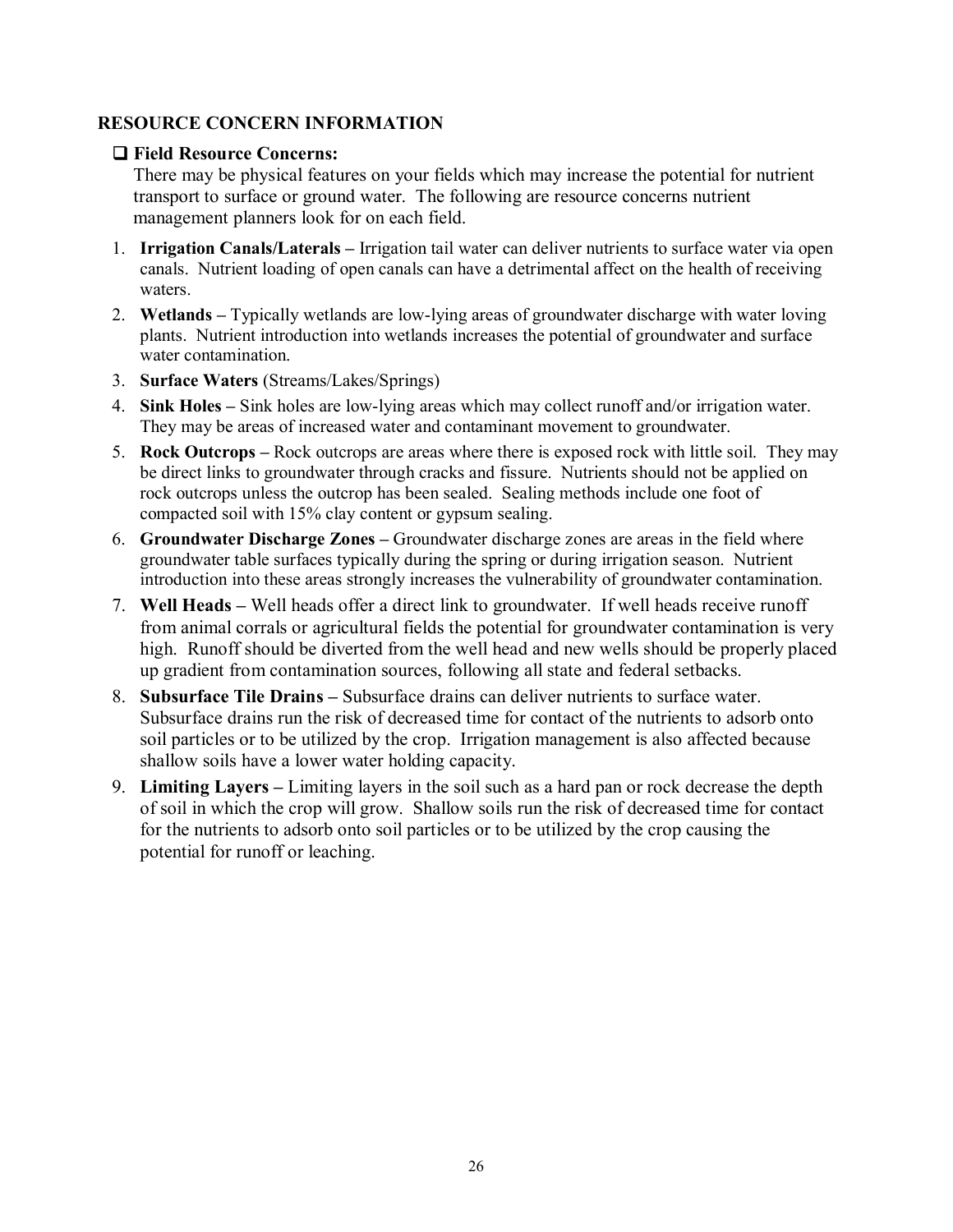## RESOURCE CONCERN INFORMATION

❑ **Field Resource Concerns:**

There may be physical features on your fields which may increase the potential for nutrient transport to surface or ground water. The following are resource concerns nutrient management planners look for on each field.

1. **Irrigation Canals/Laterals –** Irrigation tail water can deliver nutrients to surface water via open canals. Nutrient loading of open canals can have a detrimental affect on the health of receiving waters.
2. **Wetlands –** Typically wetlands are low-lying areas of groundwater discharge with water loving plants. Nutrient introduction into wetlands increases the potential of groundwater and surface water contamination.
3. **Surface Waters** (Streams/Lakes/Springs)
4. **Sink Holes –** Sink holes are low-lying areas which may collect runoff and/or irrigation water. They may be areas of increased water and contaminant movement to groundwater.
5. **Rock Outcrops –** Rock outcrops are areas where there is exposed rock with little soil. They may be direct links to groundwater through cracks and fissure. Nutrients should not be applied on rock outcrops unless the outcrop has been sealed. Sealing methods include one foot of compacted soil with 15% clay content or gypsum sealing.
6. **Groundwater Discharge Zones –** Groundwater discharge zones are areas in the field where groundwater table surfaces typically during the spring or during irrigation season. Nutrient introduction into these areas strongly increases the vulnerability of groundwater contamination.
7. **Well Heads –** Well heads offer a direct link to groundwater. If well heads receive runoff from animal corrals or agricultural fields the potential for groundwater contamination is very high. Runoff should be diverted from the well head and new wells should be properly placed up gradient from contamination sources, following all state and federal setbacks.
8. **Subsurface Tile Drains –** Subsurface drains can deliver nutrients to surface water. Subsurface drains run the risk of decreased time for contact of the nutrients to adsorb onto soil particles or to be utilized by the crop. Irrigation management is also affected because shallow soils have a lower water holding capacity.
9. **Limiting Layers –** Limiting layers in the soil such as a hard pan or rock decrease the depth of soil in which the crop will grow. Shallow soils run the risk of decreased time for contact for the nutrients to adsorb onto soil particles or to be utilized by the crop causing the potential for runoff or leaching.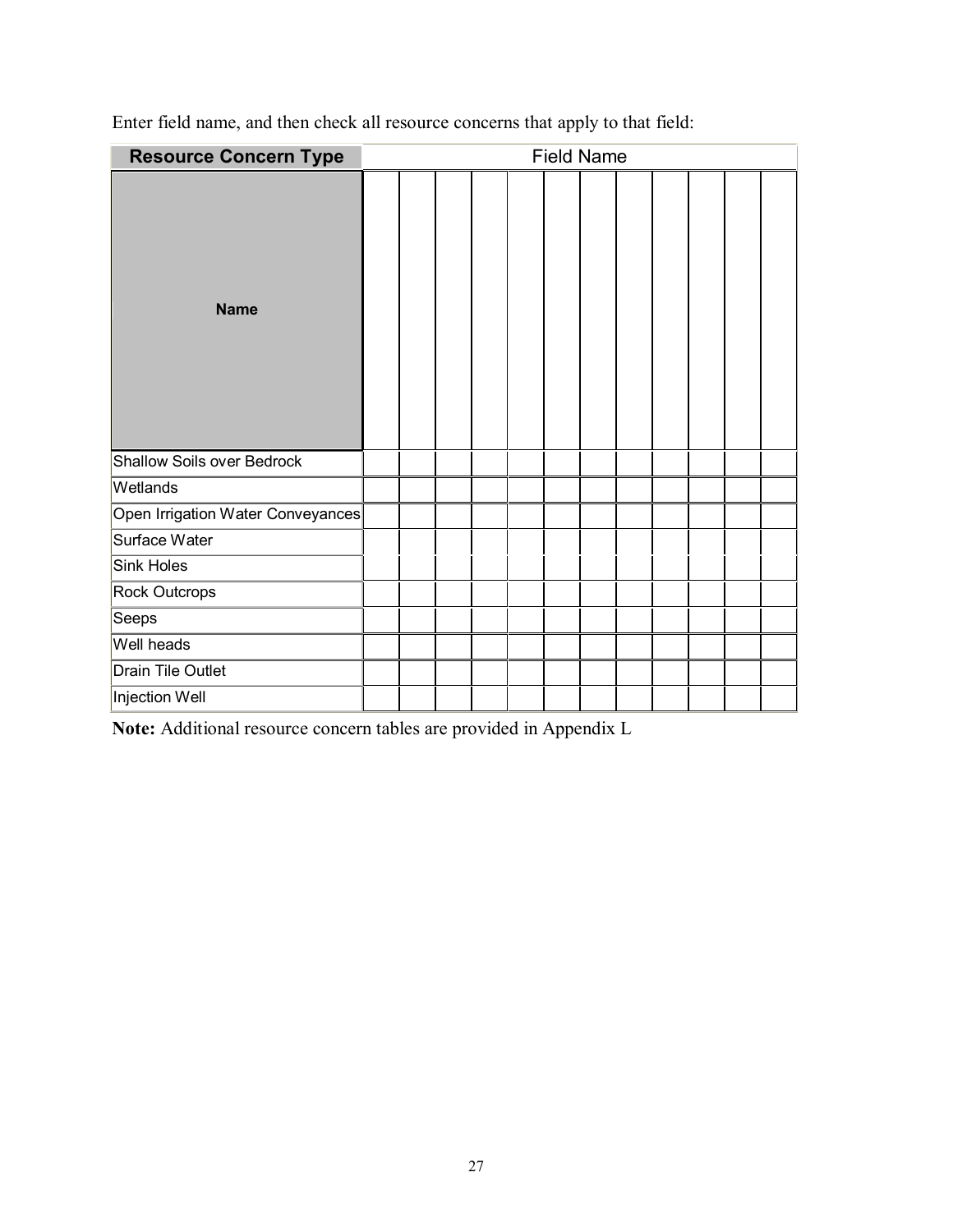Enter field name, and then check all resource concerns that apply to that field:

| Resource Concern Type | Field Name | | | | | | | | | | | |
|---|---|---|---|---|---|---|---|---|---|---|---|---|
| **Name** | | | | | | | | | | | | |
| Shallow Soils over Bedrock | | | | | | | | | | | | |
| Wetlands | | | | | | | | | | | | |
| Open Irrigation Water Conveyances | | | | | | | | | | | | |
| Surface Water | | | | | | | | | | | | |
| Sink Holes | | | | | | | | | | | | |
| Rock Outcrops | | | | | | | | | | | | |
| Seeps | | | | | | | | | | | | |
| Well heads | | | | | | | | | | | | |
| Drain Tile Outlet | | | | | | | | | | | | |
| Injection Well | | | | | | | | | | | | |

**Note:** Additional resource concern tables are provided in Appendix L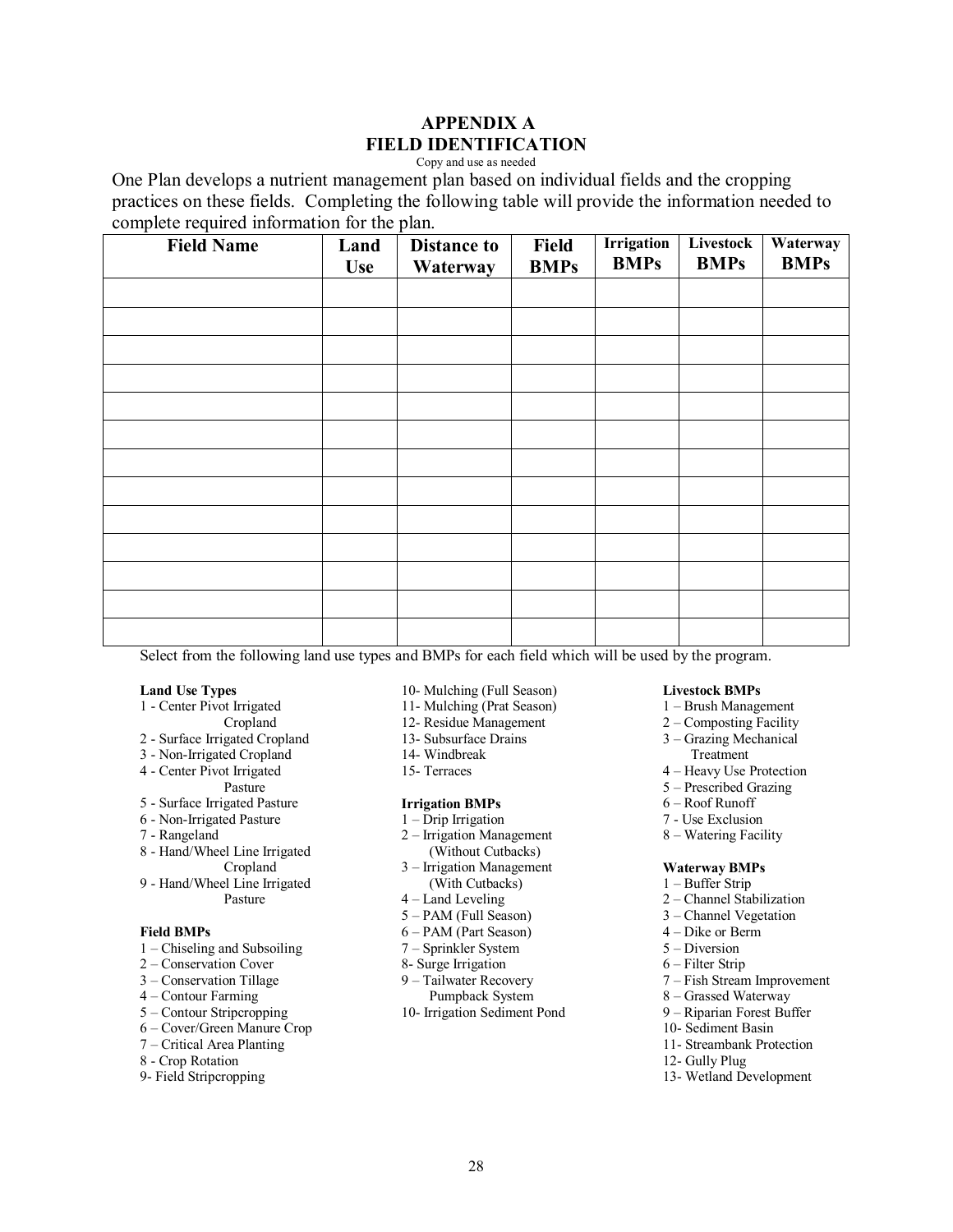# APPENDIX A
# FIELD IDENTIFICATION

Copy and use as needed

One Plan develops a nutrient management plan based on individual fields and the cropping practices on these fields. Completing the following table will provide the information needed to complete required information for the plan.

| Field Name | Land Use | Distance to Waterway | Field BMPs | Irrigation BMPs | Livestock BMPs | Waterway BMPs |
|---|---|---|---|---|---|---|
| | | | | | | |
| | | | | | | |
| | | | | | | |
| | | | | | | |
| | | | | | | |
| | | | | | | |
| | | | | | | |
| | | | | | | |
| | | | | | | |
| | | | | | | |
| | | | | | | |
| | | | | | | |
| | | | | | | |

Select from the following land use types and BMPs for each field which will be used by the program.

**Land Use Types**

1 - Center Pivot Irrigated Cropland
2 - Surface Irrigated Cropland
3 - Non-Irrigated Cropland
4 - Center Pivot Irrigated Pasture
5 - Surface Irrigated Pasture
6 - Non-Irrigated Pasture
7 - Rangeland
8 - Hand/Wheel Line Irrigated Cropland
9 - Hand/Wheel Line Irrigated Pasture

**Field BMPs**

1 – Chiseling and Subsoiling
2 – Conservation Cover
3 – Conservation Tillage
4 – Contour Farming
5 – Contour Stripcropping
6 – Cover/Green Manure Crop
7 – Critical Area Planting
8 - Crop Rotation
9- Field Stripcropping
10- Mulching (Full Season)
11- Mulching (Prat Season)
12- Residue Management
13- Subsurface Drains
14- Windbreak
15- Terraces

**Irrigation BMPs**

1 – Drip Irrigation
2 – Irrigation Management (Without Cutbacks)
3 – Irrigation Management (With Cutbacks)
4 – Land Leveling
5 – PAM (Full Season)
6 – PAM (Part Season)
7 – Sprinkler System
8- Surge Irrigation
9 – Tailwater Recovery Pumpback System
10- Irrigation Sediment Pond

**Livestock BMPs**

1 – Brush Management
2 – Composting Facility
3 – Grazing Mechanical Treatment
4 – Heavy Use Protection
5 – Prescribed Grazing
6 – Roof Runoff
7 - Use Exclusion
8 – Watering Facility

**Waterway BMPs**

1 – Buffer Strip
2 – Channel Stabilization
3 – Channel Vegetation
4 – Dike or Berm
5 – Diversion
6 – Filter Strip
7 – Fish Stream Improvement
8 – Grassed Waterway
9 – Riparian Forest Buffer
10- Sediment Basin
11- Streambank Protection
12- Gully Plug
13- Wetland Development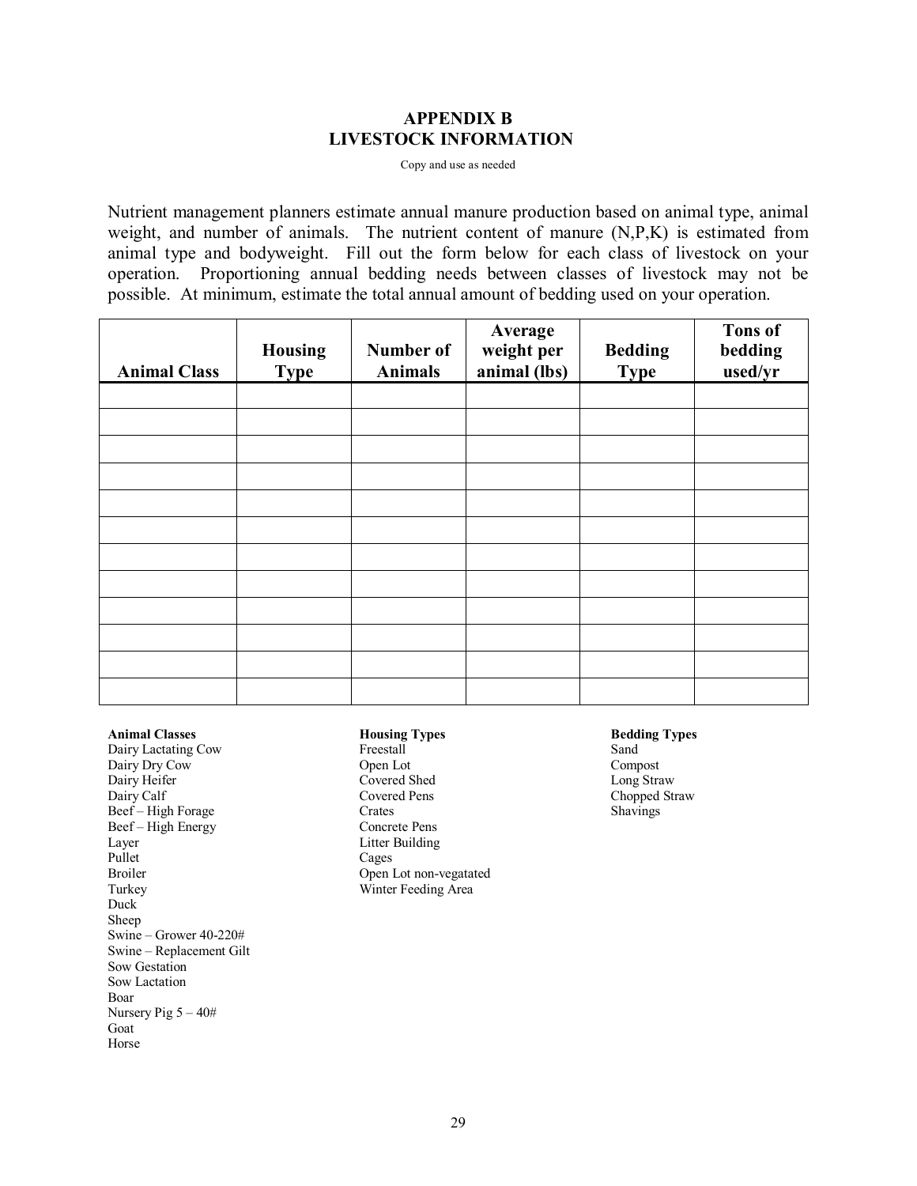# APPENDIX B
# LIVESTOCK INFORMATION

Copy and use as needed

Nutrient management planners estimate annual manure production based on animal type, animal weight, and number of animals. The nutrient content of manure (N,P,K) is estimated from animal type and bodyweight. Fill out the form below for each class of livestock on your operation. Proportioning annual bedding needs between classes of livestock may not be possible. At minimum, estimate the total annual amount of bedding used on your operation.

| Animal Class | Housing Type | Number of Animals | Average weight per animal (lbs) | Bedding Type | Tons of bedding used/yr |
|---|---|---|---|---|---|
| | | | | | |
| | | | | | |
| | | | | | |
| | | | | | |
| | | | | | |
| | | | | | |
| | | | | | |
| | | | | | |
| | | | | | |
| | | | | | |
| | | | | | |
| | | | | | |

**Animal Classes**
Dairy Lactating Cow
Dairy Dry Cow
Dairy Heifer
Dairy Calf
Beef – High Forage
Beef – High Energy
Layer
Pullet
Broiler
Turkey
Duck
Sheep
Swine – Grower 40-220#
Swine – Replacement Gilt
Sow Gestation
Sow Lactation
Boar
Nursery Pig 5 – 40#
Goat
Horse

**Housing Types**
Freestall
Open Lot
Covered Shed
Covered Pens
Crates
Concrete Pens
Litter Building
Cages
Open Lot non-vegatated
Winter Feeding Area

**Bedding Types**
Sand
Compost
Long Straw
Chopped Straw
Shavings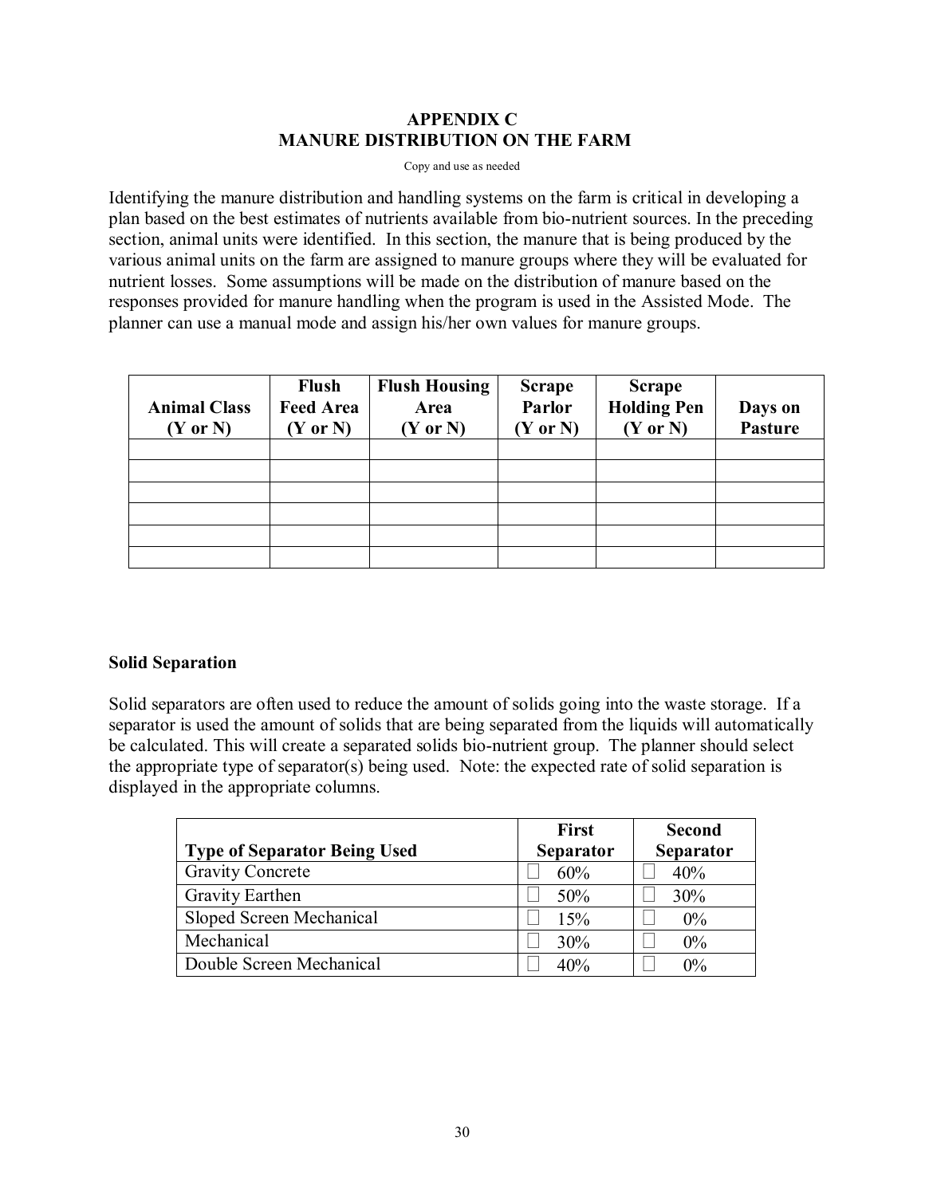# APPENDIX C
# MANURE DISTRIBUTION ON THE FARM

Copy and use as needed

Identifying the manure distribution and handling systems on the farm is critical in developing a plan based on the best estimates of nutrients available from bio-nutrient sources. In the preceding section, animal units were identified. In this section, the manure that is being produced by the various animal units on the farm are assigned to manure groups where they will be evaluated for nutrient losses. Some assumptions will be made on the distribution of manure based on the responses provided for manure handling when the program is used in the Assisted Mode. The planner can use a manual mode and assign his/her own values for manure groups.

| Animal Class (Y or N) | Flush Feed Area (Y or N) | Flush Housing Area (Y or N) | Scrape Parlor (Y or N) | Scrape Holding Pen (Y or N) | Days on Pasture |
|---|---|---|---|---|---|
| | | | | | |
| | | | | | |
| | | | | | |
| | | | | | |
| | | | | | |
| | | | | | |

**Solid Separation**

Solid separators are often used to reduce the amount of solids going into the waste storage. If a separator is used the amount of solids that are being separated from the liquids will automatically be calculated. This will create a separated solids bio-nutrient group. The planner should select the appropriate type of separator(s) being used. Note: the expected rate of solid separation is displayed in the appropriate columns.

| Type of Separator Being Used | First Separator | Second Separator |
|---|---|---|
| Gravity Concrete | ☐ 60% | ☐ 40% |
| Gravity Earthen | ☐ 50% | ☐ 30% |
| Sloped Screen Mechanical | ☐ 15% | ☐ 0% |
| Mechanical | ☐ 30% | ☐ 0% |
| Double Screen Mechanical | ☐ 40% | ☐ 0% |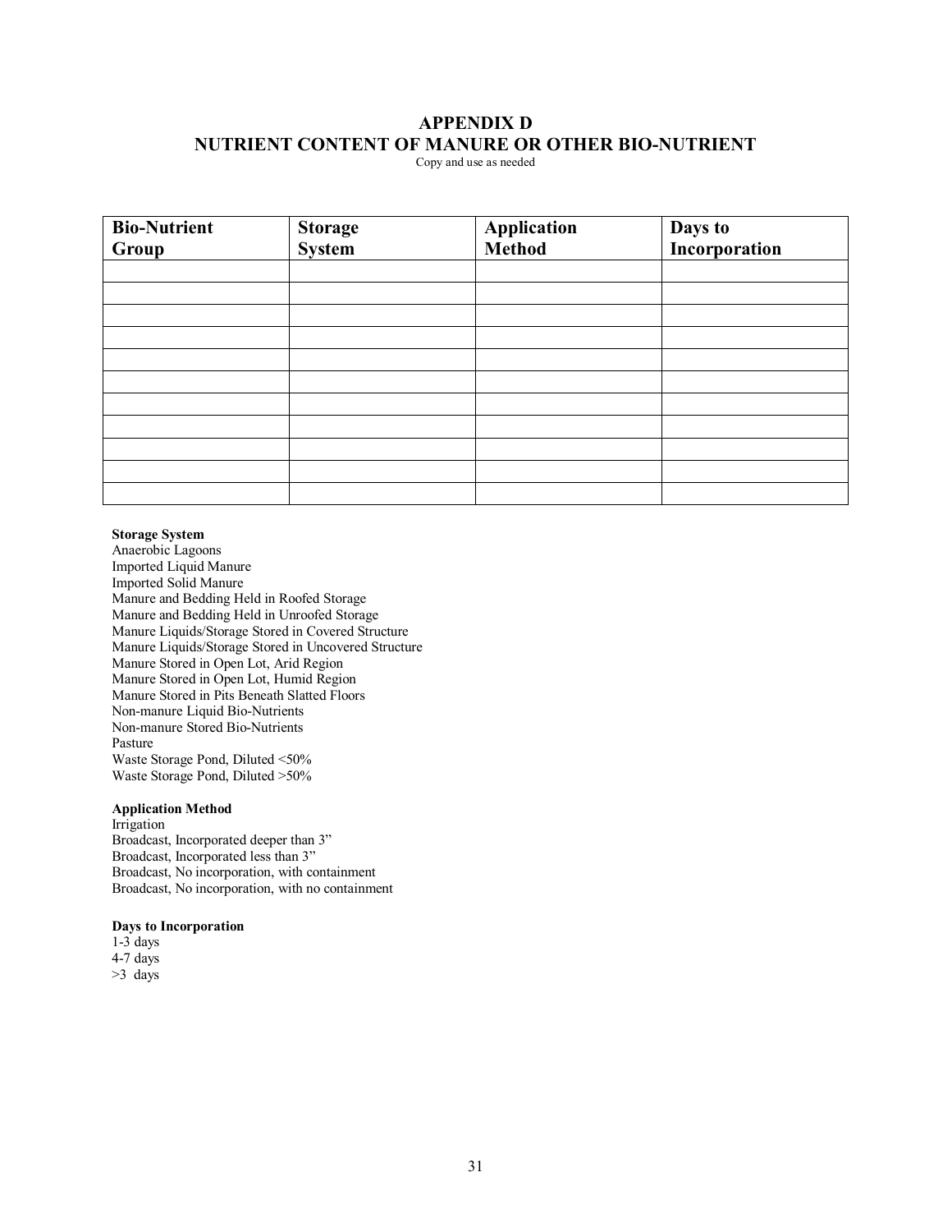# APPENDIX D
## NUTRIENT CONTENT OF MANURE OR OTHER BIO-NUTRIENT

Copy and use as needed

| Bio-Nutrient Group | Storage System | Application Method | Days to Incorporation |
|---|---|---|---|
| | | | |
| | | | |
| | | | |
| | | | |
| | | | |
| | | | |
| | | | |
| | | | |
| | | | |
| | | | |
| | | | |

**Storage System**
Anaerobic Lagoons
Imported Liquid Manure
Imported Solid Manure
Manure and Bedding Held in Roofed Storage
Manure and Bedding Held in Unroofed Storage
Manure Liquids/Storage Stored in Covered Structure
Manure Liquids/Storage Stored in Uncovered Structure
Manure Stored in Open Lot, Arid Region
Manure Stored in Open Lot, Humid Region
Manure Stored in Pits Beneath Slatted Floors
Non-manure Liquid Bio-Nutrients
Non-manure Stored Bio-Nutrients
Pasture
Waste Storage Pond, Diluted <50%
Waste Storage Pond, Diluted >50%

**Application Method**
Irrigation
Broadcast, Incorporated deeper than 3”
Broadcast, Incorporated less than 3”
Broadcast, No incorporation, with containment
Broadcast, No incorporation, with no containment

**Days to Incorporation**
1-3 days
4-7 days
>3 days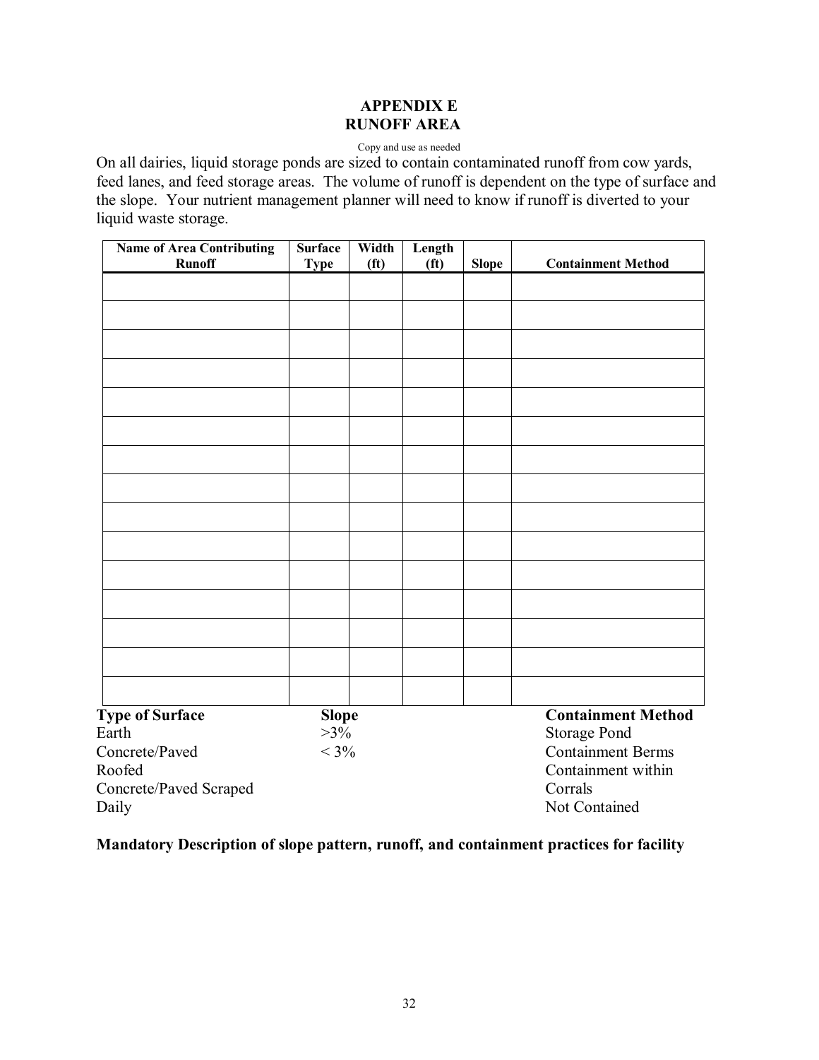# APPENDIX E
# RUNOFF AREA

Copy and use as needed

On all dairies, liquid storage ponds are sized to contain contaminated runoff from cow yards, feed lanes, and feed storage areas. The volume of runoff is dependent on the type of surface and the slope. Your nutrient management planner will need to know if runoff is diverted to your liquid waste storage.

| Name of Area Contributing Runoff | Surface Type | Width (ft) | Length (ft) | Slope | Containment Method |
|---|---|---|---|---|---|
| | | | | | |
| | | | | | |
| | | | | | |
| | | | | | |
| | | | | | |
| | | | | | |
| | | | | | |
| | | | | | |
| | | | | | |
| | | | | | |
| | | | | | |
| | | | | | |
| | | | | | |
| | | | | | |
| | | | | | |

| Type of Surface | Slope | Containment Method |
|---|---|---|
| Earth | >3% | Storage Pond |
| Concrete/Paved | < 3% | Containment Berms |
| Roofed | | Containment within |
| Concrete/Paved Scraped | | Corrals |
| Daily | | Not Contained |

**Mandatory Description of slope pattern, runoff, and containment practices for facility**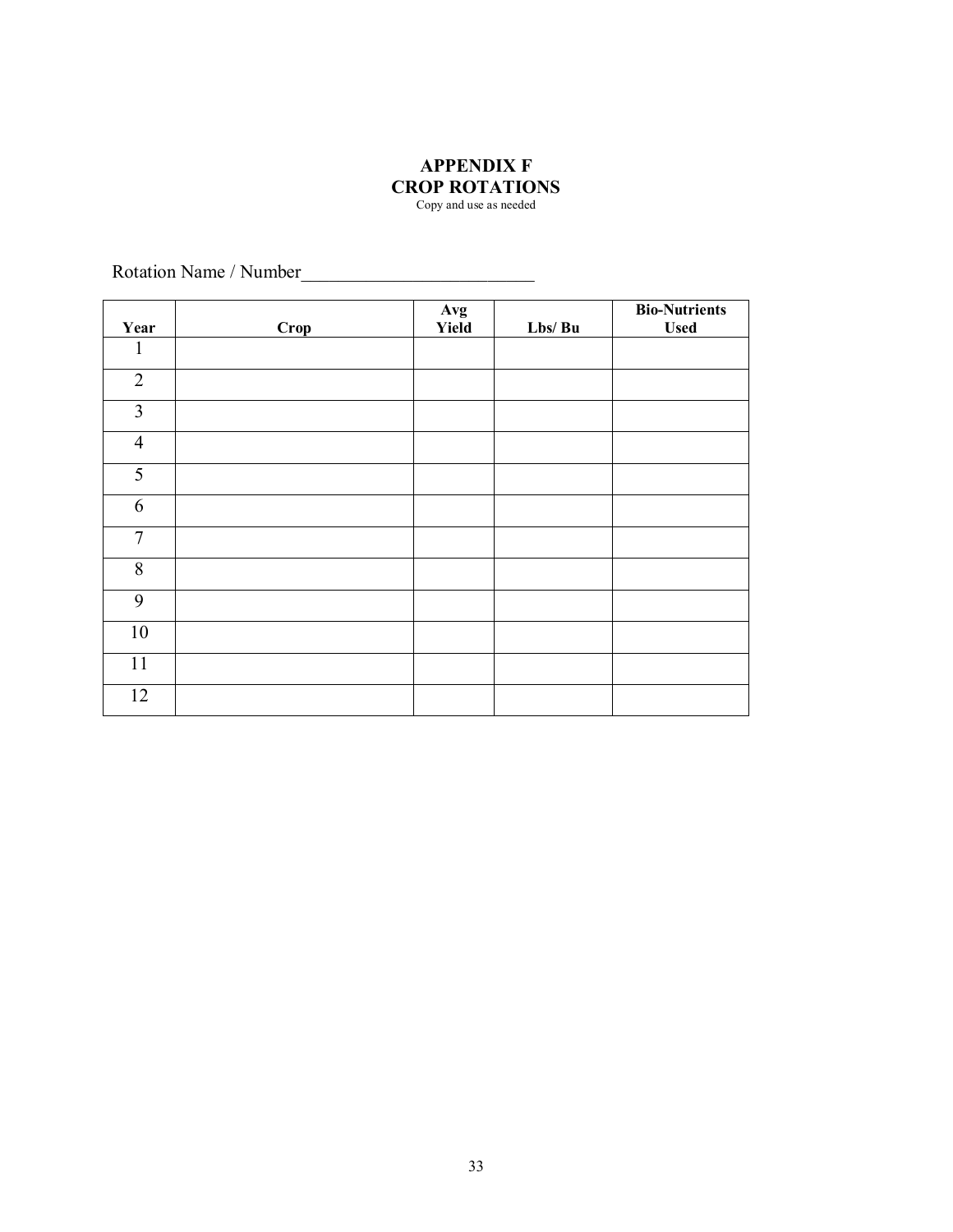# APPENDIX F
## CROP ROTATIONS

Copy and use as needed

Rotation Name / Number_________________________

| Year | Crop | Avg Yield | Lbs/ Bu | Bio-Nutrients Used |
|---|---|---|---|---|
| 1 | | | | |
| 2 | | | | |
| 3 | | | | |
| 4 | | | | |
| 5 | | | | |
| 6 | | | | |
| 7 | | | | |
| 8 | | | | |
| 9 | | | | |
| 10 | | | | |
| 11 | | | | |
| 12 | | | | |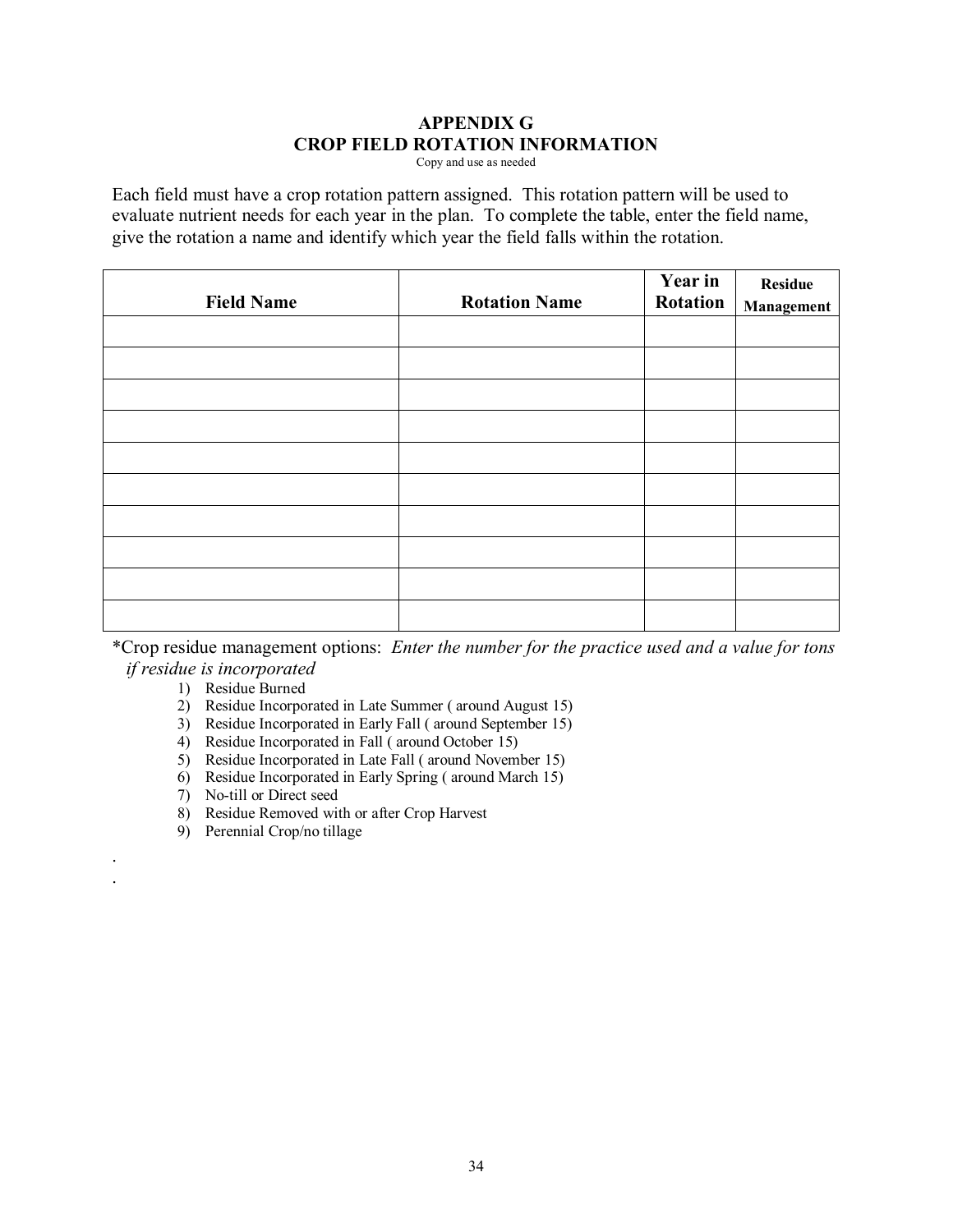# APPENDIX G
# CROP FIELD ROTATION INFORMATION

Copy and use as needed

Each field must have a crop rotation pattern assigned. This rotation pattern will be used to evaluate nutrient needs for each year in the plan. To complete the table, enter the field name, give the rotation a name and identify which year the field falls within the rotation.

| Field Name | Rotation Name | Year in Rotation | Residue Management |
|---|---|---|---|
| | | | |
| | | | |
| | | | |
| | | | |
| | | | |
| | | | |
| | | | |
| | | | |
| | | | |
| | | | |

*Crop residue management options: *Enter the number for the practice used and a value for tons if residue is incorporated*

1) Residue Burned
2) Residue Incorporated in Late Summer ( around August 15)
3) Residue Incorporated in Early Fall ( around September 15)
4) Residue Incorporated in Fall ( around October 15)
5) Residue Incorporated in Late Fall ( around November 15)
6) Residue Incorporated in Early Spring ( around March 15)
7) No-till or Direct seed
8) Residue Removed with or after Crop Harvest
9) Perennial Crop/no tillage

.

.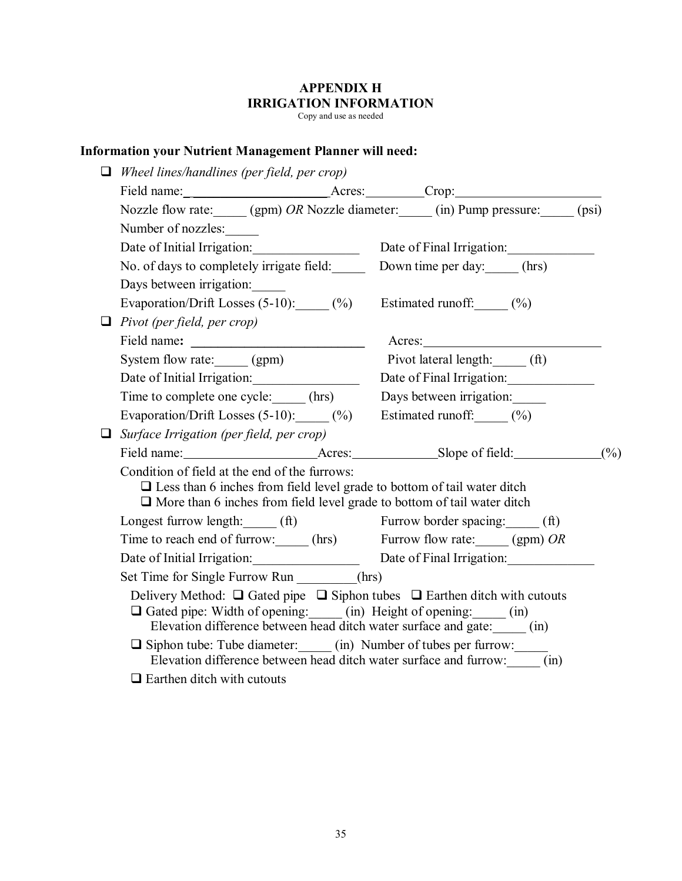# APPENDIX H
# IRRIGATION INFORMATION

Copy and use as needed

**Information your Nutrient Management Planner will need:**

- ❑ *Wheel lines/handlines (per field, per crop)*

  Field name:______________________ Acres:_________ Crop:______________________

  Nozzle flow rate:_____ (gpm) *OR* Nozzle diameter:_____ (in) Pump pressure:_____ (psi)

  Number of nozzles:_____

  Date of Initial Irrigation:________________ Date of Final Irrigation:_____________

  No. of days to completely irrigate field:_____ Down time per day:_____ (hrs)

  Days between irrigation:_____

  Evaporation/Drift Losses (5-10):_____ (%) Estimated runoff:_____ (%)

- ❑ *Pivot (per field, per crop)*

  Field name: __________________________ Acres:___________________________

  System flow rate:_____ (gpm) Pivot lateral length:_____ (ft)

  Date of Initial Irrigation:________________ Date of Final Irrigation:_____________

  Time to complete one cycle:_____ (hrs) Days between irrigation:_____

  Evaporation/Drift Losses (5-10):_____ (%) Estimated runoff:_____ (%)

- ❑ *Surface Irrigation (per field, per crop)*

  Field name:____________________ Acres:_____________ Slope of field:_____________ (%)

  Condition of field at the end of the furrows:

  - ❑ Less than 6 inches from field level grade to bottom of tail water ditch
  - ❑ More than 6 inches from field level grade to bottom of tail water ditch

  Longest furrow length:_____ (ft) Furrow border spacing:_____ (ft)

  Time to reach end of furrow:_____ (hrs) Furrow flow rate:_____ (gpm) *OR*

  Date of Initial Irrigation:________________ Date of Final Irrigation:_____________

  Set Time for Single Furrow Run _________ (hrs)

  Delivery Method: ❑ Gated pipe ❑ Siphon tubes ❑ Earthen ditch with cutouts

  ❑ Gated pipe: Width of opening:_____ (in) Height of opening:_____ (in)
  Elevation difference between head ditch water surface and gate:_____ (in)

  ❑ Siphon tube: Tube diameter:_____ (in) Number of tubes per furrow:_____
  Elevation difference between head ditch water surface and furrow:_____ (in)

  ❑ Earthen ditch with cutouts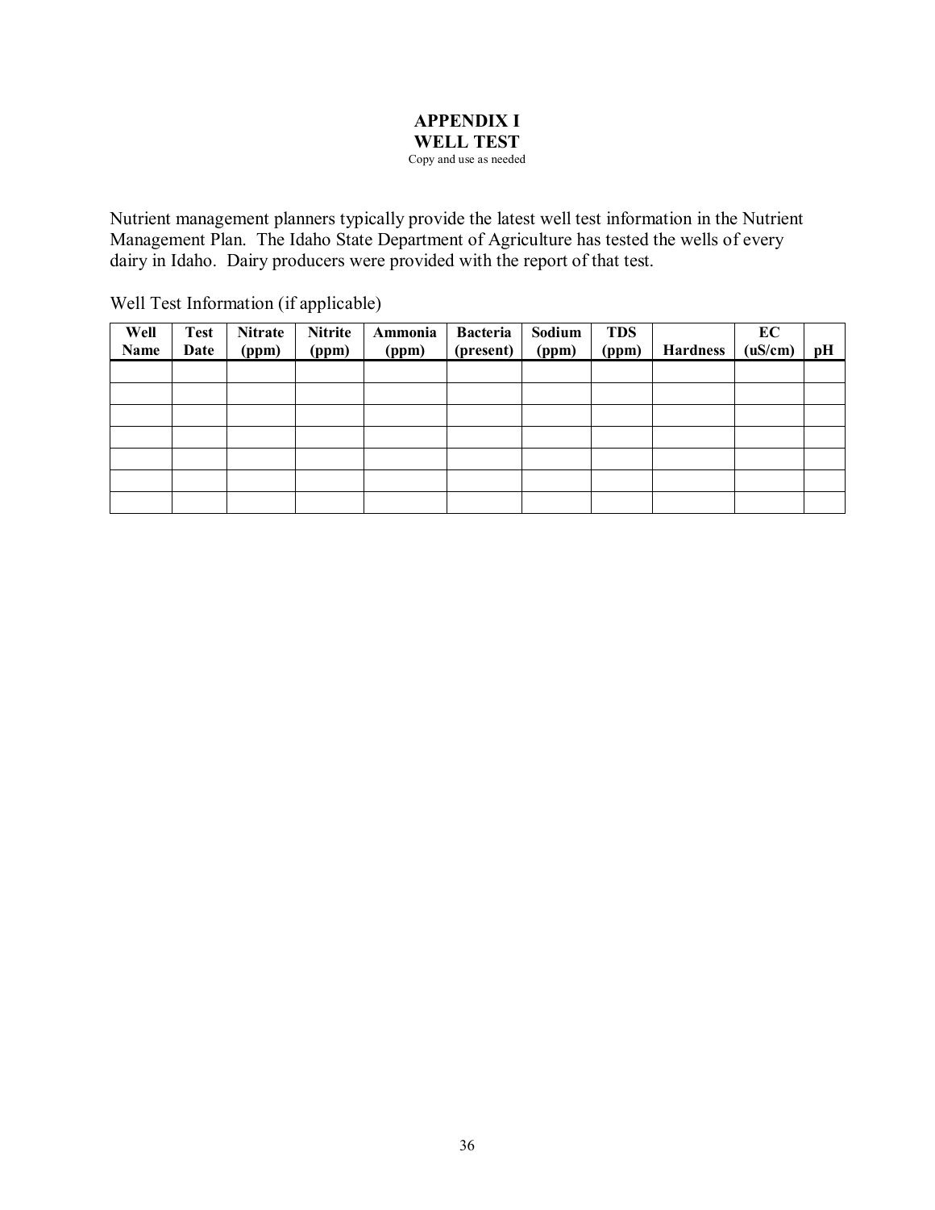# APPENDIX I
## WELL TEST

Copy and use as needed

Nutrient management planners typically provide the latest well test information in the Nutrient Management Plan. The Idaho State Department of Agriculture has tested the wells of every dairy in Idaho. Dairy producers were provided with the report of that test.

Well Test Information (if applicable)

| Well Name | Test Date | Nitrate (ppm) | Nitrite (ppm) | Ammonia (ppm) | Bacteria (present) | Sodium (ppm) | TDS (ppm) | Hardness | EC (uS/cm) | pH |
|---|---|---|---|---|---|---|---|---|---|---|
| | | | | | | | | | | |
| | | | | | | | | | | |
| | | | | | | | | | | |
| | | | | | | | | | | |
| | | | | | | | | | | |
| | | | | | | | | | | |
| | | | | | | | | | | |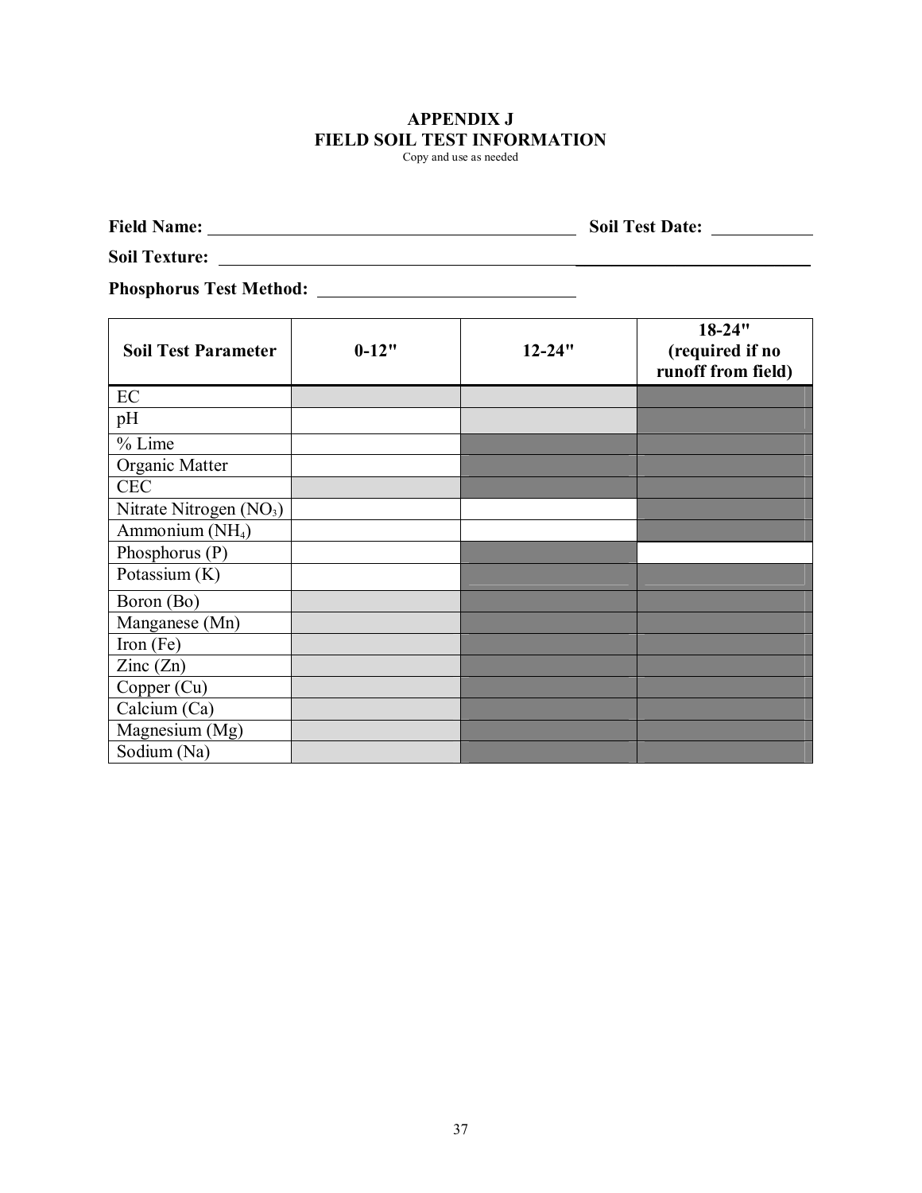# APPENDIX J
# FIELD SOIL TEST INFORMATION

Copy and use as needed

**Field Name:** ______________________________ **Soil Test Date:** __________

**Soil Texture:** ______________________________________________

**Phosphorus Test Method:** ____________________

| Soil Test Parameter | 0-12" | 12-24" | 18-24" (required if no runoff from field) |
|---|---|---|---|
| EC | | | |
| pH | | | |
| % Lime | | | |
| Organic Matter | | | |
| CEC | | | |
| Nitrate Nitrogen ($NO_3$) | | | |
| Ammonium ($NH_4$) | | | |
| Phosphorus (P) | | | |
| Potassium (K) | | | |
| Boron (Bo) | | | |
| Manganese (Mn) | | | |
| Iron (Fe) | | | |
| Zinc (Zn) | | | |
| Copper (Cu) | | | |
| Calcium (Ca) | | | |
| Magnesium (Mg) | | | |
| Sodium (Na) | | | |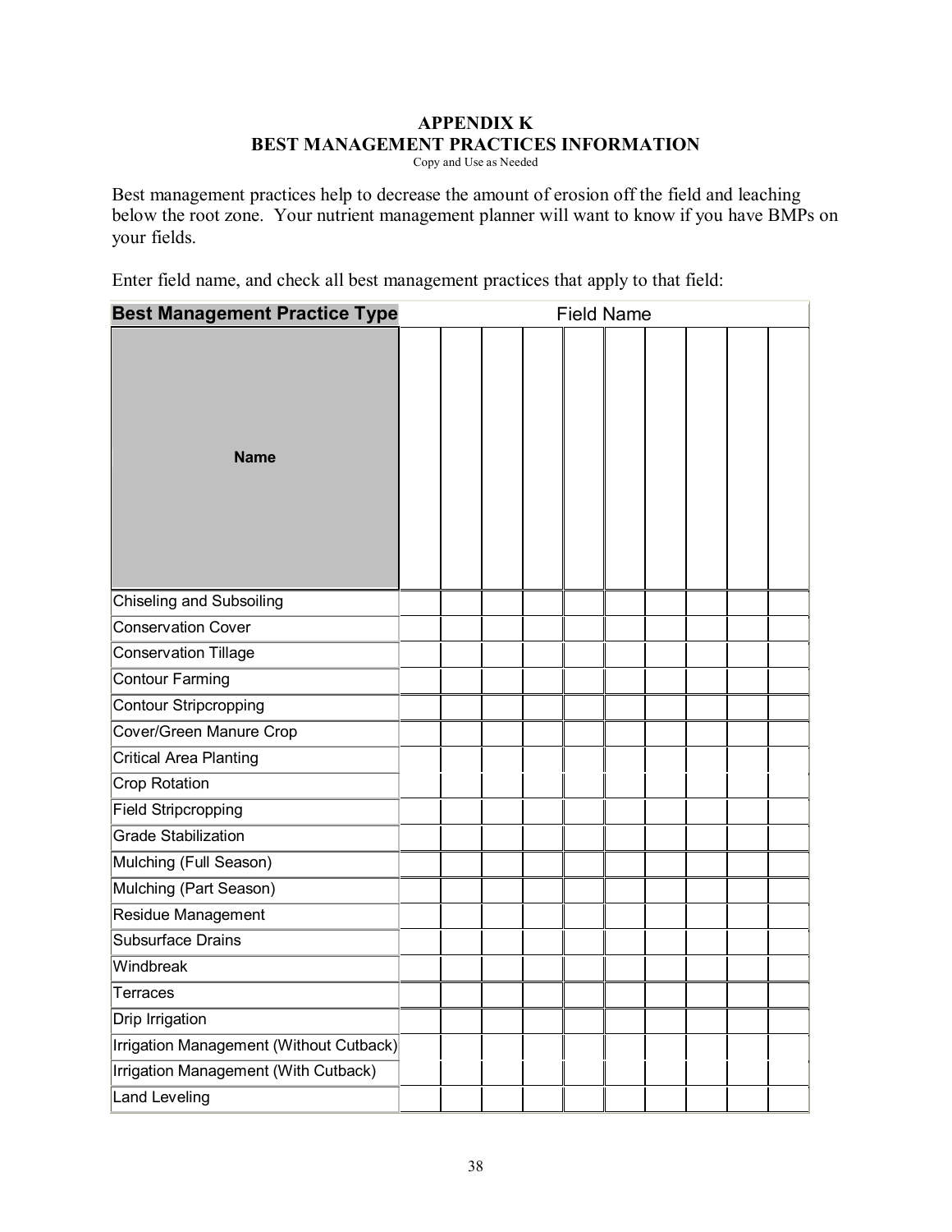# APPENDIX K
## BEST MANAGEMENT PRACTICES INFORMATION

Copy and Use as Needed

Best management practices help to decrease the amount of erosion off the field and leaching below the root zone. Your nutrient management planner will want to know if you have BMPs on your fields.

Enter field name, and check all best management practices that apply to that field:

| Best Management Practice Type | Field Name | | | | | | | | | |
|---|---|---|---|---|---|---|---|---|---|---|
| **Name** | | | | | | | | | | |
| Chiseling and Subsoiling | | | | | | | | | | |
| Conservation Cover | | | | | | | | | | |
| Conservation Tillage | | | | | | | | | | |
| Contour Farming | | | | | | | | | | |
| Contour Stripcropping | | | | | | | | | | |
| Cover/Green Manure Crop | | | | | | | | | | |
| Critical Area Planting | | | | | | | | | | |
| Crop Rotation | | | | | | | | | | |
| Field Stripcropping | | | | | | | | | | |
| Grade Stabilization | | | | | | | | | | |
| Mulching (Full Season) | | | | | | | | | | |
| Mulching (Part Season) | | | | | | | | | | |
| Residue Management | | | | | | | | | | |
| Subsurface Drains | | | | | | | | | | |
| Windbreak | | | | | | | | | | |
| Terraces | | | | | | | | | | |
| Drip Irrigation | | | | | | | | | | |
| Irrigation Management (Without Cutback) | | | | | | | | | | |
| Irrigation Management (With Cutback) | | | | | | | | | | |
| Land Leveling | | | | | | | | | | |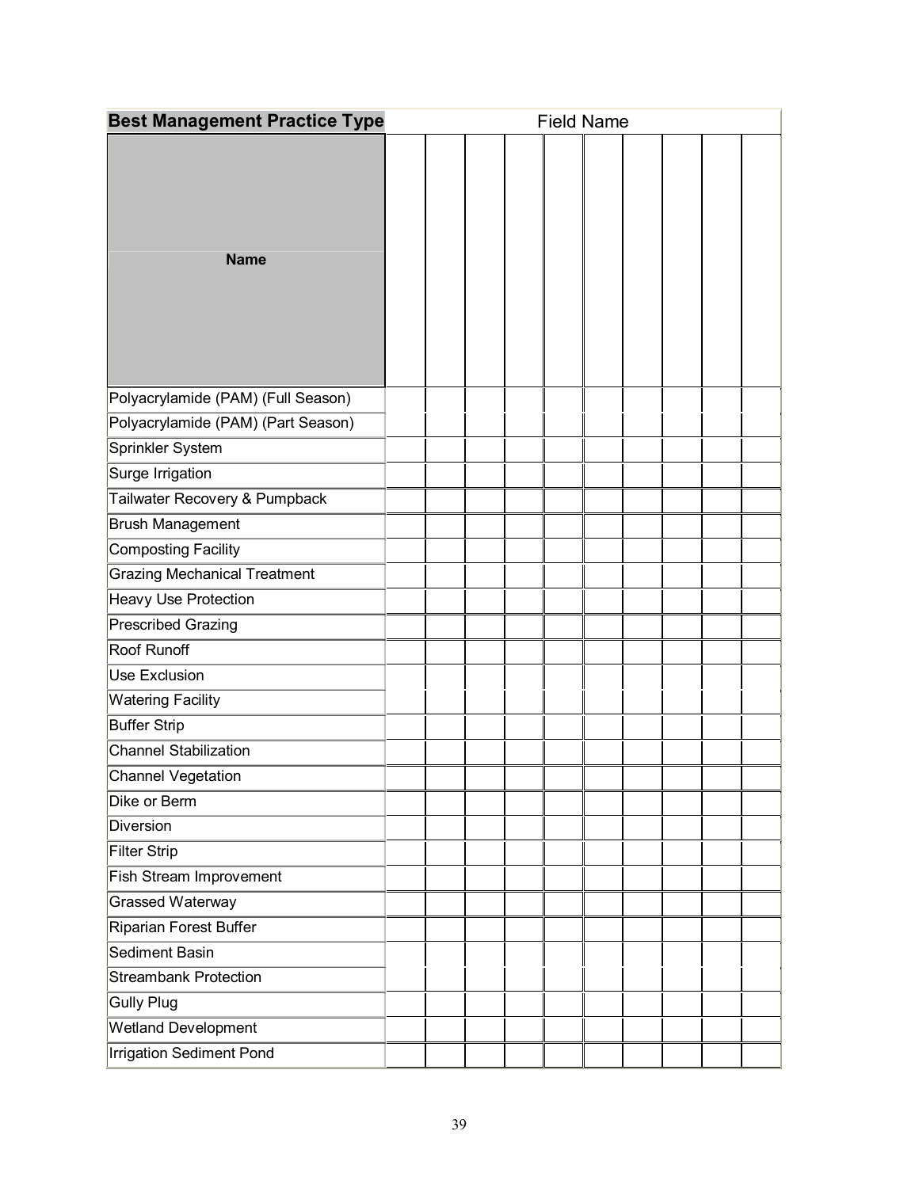| Best Management Practice Type | Field Name | | | | | | | | | |
|---|---|---|---|---|---|---|---|---|---|---|
| **Name** | | | | | | | | | | |
| Polyacrylamide (PAM) (Full Season) | | | | | | | | | | |
| Polyacrylamide (PAM) (Part Season) | | | | | | | | | | |
| Sprinkler System | | | | | | | | | | |
| Surge Irrigation | | | | | | | | | | |
| Tailwater Recovery & Pumpback | | | | | | | | | | |
| Brush Management | | | | | | | | | | |
| Composting Facility | | | | | | | | | | |
| Grazing Mechanical Treatment | | | | | | | | | | |
| Heavy Use Protection | | | | | | | | | | |
| Prescribed Grazing | | | | | | | | | | |
| Roof Runoff | | | | | | | | | | |
| Use Exclusion | | | | | | | | | | |
| Watering Facility | | | | | | | | | | |
| Buffer Strip | | | | | | | | | | |
| Channel Stabilization | | | | | | | | | | |
| Channel Vegetation | | | | | | | | | | |
| Dike or Berm | | | | | | | | | | |
| Diversion | | | | | | | | | | |
| Filter Strip | | | | | | | | | | |
| Fish Stream Improvement | | | | | | | | | | |
| Grassed Waterway | | | | | | | | | | |
| Riparian Forest Buffer | | | | | | | | | | |
| Sediment Basin | | | | | | | | | | |
| Streambank Protection | | | | | | | | | | |
| Gully Plug | | | | | | | | | | |
| Wetland Development | | | | | | | | | | |
| Irrigation Sediment Pond | | | | | | | | | | |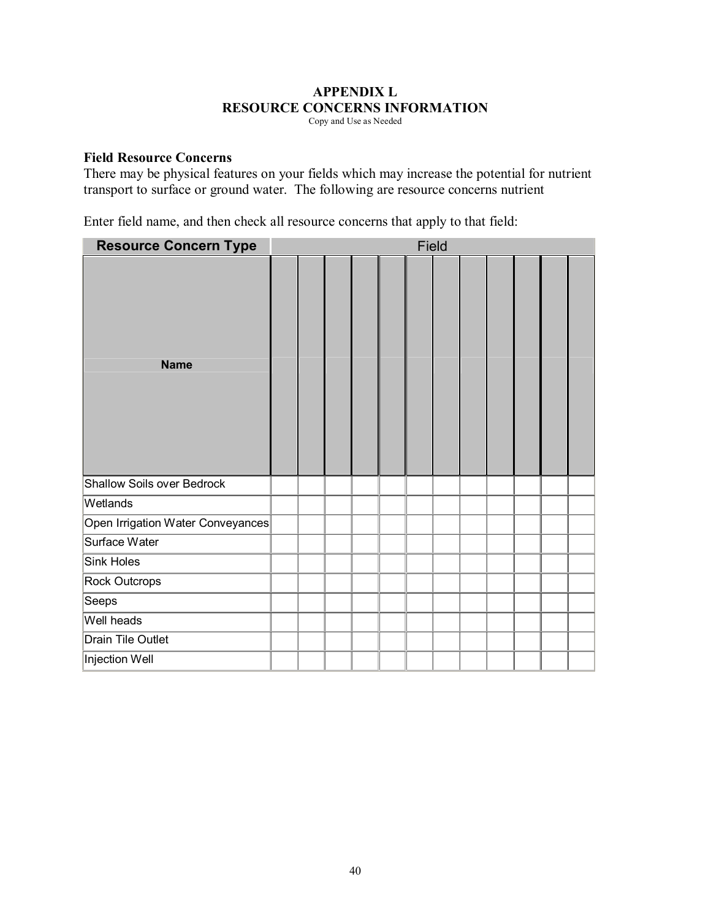**APPENDIX L**
**RESOURCE CONCERNS INFORMATION**
Copy and Use as Needed

**Field Resource Concerns**
There may be physical features on your fields which may increase the potential for nutrient transport to surface or ground water. The following are resource concerns nutrient

Enter field name, and then check all resource concerns that apply to that field:

| Resource Concern Type | Field | | | | | | | | | | | |
|---|---|---|---|---|---|---|---|---|---|---|---|---|
| **Name** | | | | | | | | | | | | |
| Shallow Soils over Bedrock | | | | | | | | | | | | |
| Wetlands | | | | | | | | | | | | |
| Open Irrigation Water Conveyances | | | | | | | | | | | | |
| Surface Water | | | | | | | | | | | | |
| Sink Holes | | | | | | | | | | | | |
| Rock Outcrops | | | | | | | | | | | | |
| Seeps | | | | | | | | | | | | |
| Well heads | | | | | | | | | | | | |
| Drain Tile Outlet | | | | | | | | | | | | |
| Injection Well | | | | | | | | | | | | |